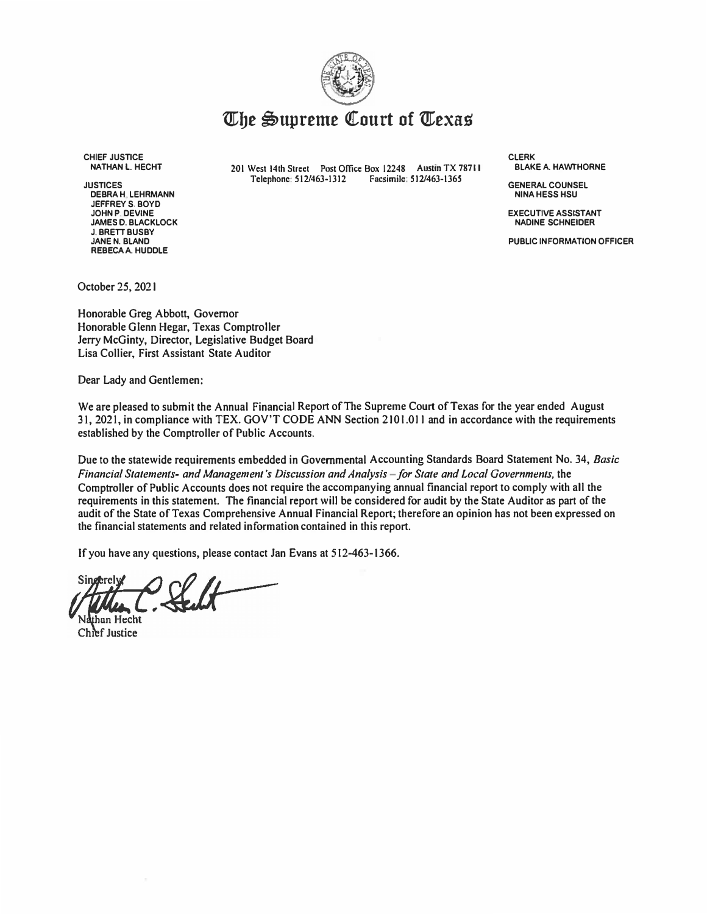# The Supreme Court of Texas

**CHIEF JUSTICE**
NATHAN L. HECHT

**JUSTICES**
DEBRA H. LEHRMANN
JEFFREY S. BOYD
JOHN P. DEVINE
JAMES D. BLACKLOCK
J. BRETT BUSBY
JANE N. BLAND
REBECA A. HUDDLE

201 West 14th Street Post Office Box 12248 Austin TX 78711
Telephone: 512/463-1312 Facsimile: 512/463-1365

**CLERK**
BLAKE A. HAWTHORNE

**GENERAL COUNSEL**
NINA HESS HSU

**EXECUTIVE ASSISTANT**
NADINE SCHNEIDER

**PUBLIC INFORMATION OFFICER**

October 25, 2021

Honorable Greg Abbott, Governor
Honorable Glenn Hegar, Texas Comptroller
Jerry McGinty, Director, Legislative Budget Board
Lisa Collier, First Assistant State Auditor

Dear Lady and Gentlemen:

We are pleased to submit the Annual Financial Report of The Supreme Court of Texas for the year ended August 31, 2021, in compliance with TEX. GOV'T CODE ANN Section 2101.011 and in accordance with the requirements established by the Comptroller of Public Accounts.

Due to the statewide requirements embedded in Governmental Accounting Standards Board Statement No. 34, *Basic Financial Statements- and Management's Discussion and Analysis – for State and Local Governments*, the Comptroller of Public Accounts does not require the accompanying annual financial report to comply with all the requirements in this statement. The financial report will be considered for audit by the State Auditor as part of the audit of the State of Texas Comprehensive Annual Financial Report; therefore an opinion has not been expressed on the financial statements and related information contained in this report.

If you have any questions, please contact Jan Evans at 512-463-1366.

Sincerely,

Nathan Hecht
Chief Justice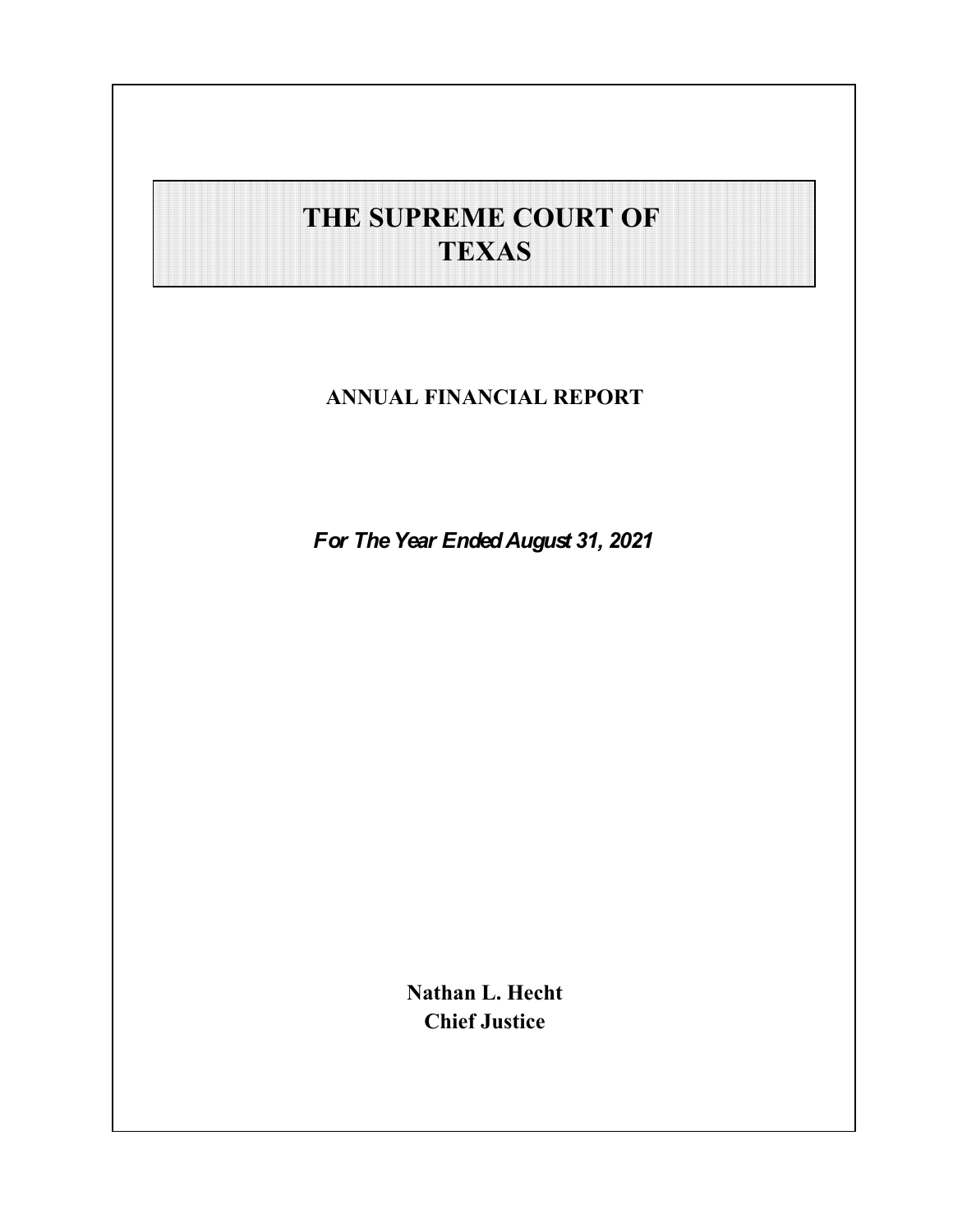# THE SUPREME COURT OF TEXAS

**ANNUAL FINANCIAL REPORT**

***For The Year Ended August 31, 2021***

**Nathan L. Hecht**
**Chief Justice**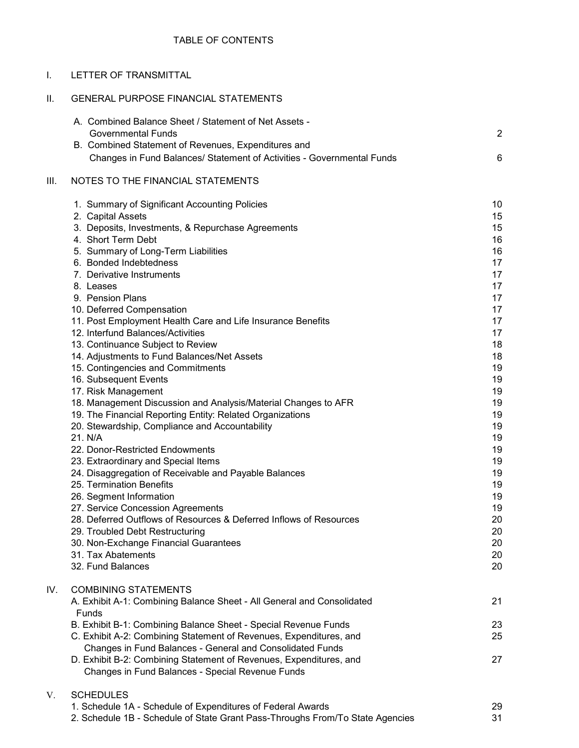# TABLE OF CONTENTS

I. LETTER OF TRANSMITTAL

II. GENERAL PURPOSE FINANCIAL STATEMENTS

| | |
|---|---|
| A. Combined Balance Sheet / Statement of Net Assets - Governmental Funds | 2 |
| B. Combined Statement of Revenues, Expenditures and Changes in Fund Balances/ Statement of Activities - Governmental Funds | 6 |

III. NOTES TO THE FINANCIAL STATEMENTS

| | |
|---|---|
| 1. Summary of Significant Accounting Policies | 10 |
| 2. Capital Assets | 15 |
| 3. Deposits, Investments, & Repurchase Agreements | 15 |
| 4. Short Term Debt | 16 |
| 5. Summary of Long-Term Liabilities | 16 |
| 6. Bonded Indebtedness | 17 |
| 7. Derivative Instruments | 17 |
| 8. Leases | 17 |
| 9. Pension Plans | 17 |
| 10. Deferred Compensation | 17 |
| 11. Post Employment Health Care and Life Insurance Benefits | 17 |
| 12. Interfund Balances/Activities | 17 |
| 13. Continuance Subject to Review | 18 |
| 14. Adjustments to Fund Balances/Net Assets | 18 |
| 15. Contingencies and Commitments | 19 |
| 16. Subsequent Events | 19 |
| 17. Risk Management | 19 |
| 18. Management Discussion and Analysis/Material Changes to AFR | 19 |
| 19. The Financial Reporting Entity: Related Organizations | 19 |
| 20. Stewardship, Compliance and Accountability | 19 |
| 21. N/A | 19 |
| 22. Donor-Restricted Endowments | 19 |
| 23. Extraordinary and Special Items | 19 |
| 24. Disaggregation of Receivable and Payable Balances | 19 |
| 25. Termination Benefits | 19 |
| 26. Segment Information | 19 |
| 27. Service Concession Agreements | 19 |
| 28. Deferred Outflows of Resources & Deferred Inflows of Resources | 20 |
| 29. Troubled Debt Restructuring | 20 |
| 30. Non-Exchange Financial Guarantees | 20 |
| 31. Tax Abatements | 20 |
| 32. Fund Balances | 20 |

IV. COMBINING STATEMENTS

| | |
|---|---|
| A. Exhibit A-1: Combining Balance Sheet - All General and Consolidated Funds | 21 |
| B. Exhibit B-1: Combining Balance Sheet - Special Revenue Funds | 23 |
| C. Exhibit A-2: Combining Statement of Revenues, Expenditures, and Changes in Fund Balances - General and Consolidated Funds | 25 |
| D. Exhibit B-2: Combining Statement of Revenues, Expenditures, and Changes in Fund Balances - Special Revenue Funds | 27 |

V. SCHEDULES

| | |
|---|---|
| 1. Schedule 1A - Schedule of Expenditures of Federal Awards | 29 |
| 2. Schedule 1B - Schedule of State Grant Pass-Throughs From/To State Agencies | 31 |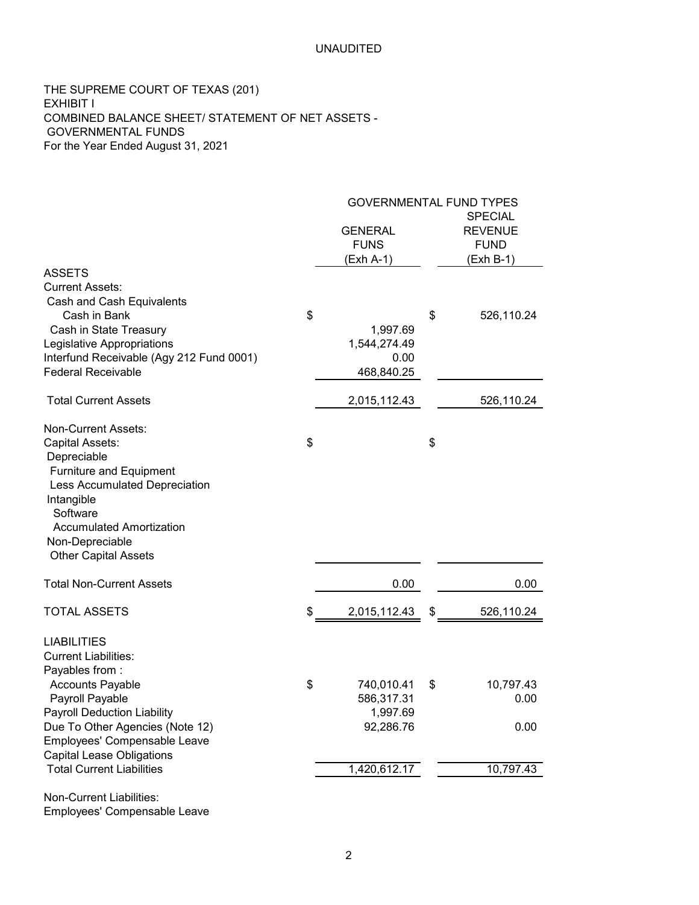UNAUDITED

THE SUPREME COURT OF TEXAS (201)
EXHIBIT I
COMBINED BALANCE SHEET/ STATEMENT OF NET ASSETS -
GOVERNMENTAL FUNDS
For the Year Ended August 31, 2021

| | GOVERNMENTAL FUND TYPES | |
|---|---|---|
| | GENERAL FUNS (Exh A-1) | SPECIAL REVENUE FUND (Exh B-1) |
| **ASSETS** | | |
| Current Assets: | | |
| Cash and Cash Equivalents | | |
| Cash in Bank | $ | $ 526,110.24 |
| Cash in State Treasury | 1,997.69 | |
| Legislative Appropriations | 1,544,274.49 | |
| Interfund Receivable (Agy 212 Fund 0001) | 0.00 | |
| Federal Receivable | 468,840.25 | |
| Total Current Assets | 2,015,112.43 | 526,110.24 |
| Non-Current Assets: | | |
| Capital Assets: | $ | $ |
| Depreciable | | |
| Furniture and Equipment | | |
| Less Accumulated Depreciation | | |
| Intangible | | |
| Software | | |
| Accumulated Amortization | | |
| Non-Depreciable | | |
| Other Capital Assets | | |
| Total Non-Current Assets | 0.00 | 0.00 |
| TOTAL ASSETS | $ 2,015,112.43 | $ 526,110.24 |
| **LIABILITIES** | | |
| Current Liabilities: | | |
| Payables from : | | |
| Accounts Payable | $ 740,010.41 | $ 10,797.43 |
| Payroll Payable | 586,317.31 | 0.00 |
| Payroll Deduction Liability | 1,997.69 | |
| Due To Other Agencies (Note 12) | 92,286.76 | 0.00 |
| Employees' Compensable Leave | | |
| Capital Lease Obligations | | |
| Total Current Liabilities | 1,420,612.17 | 10,797.43 |
| Non-Current Liabilities: | | |
| Employees' Compensable Leave | | |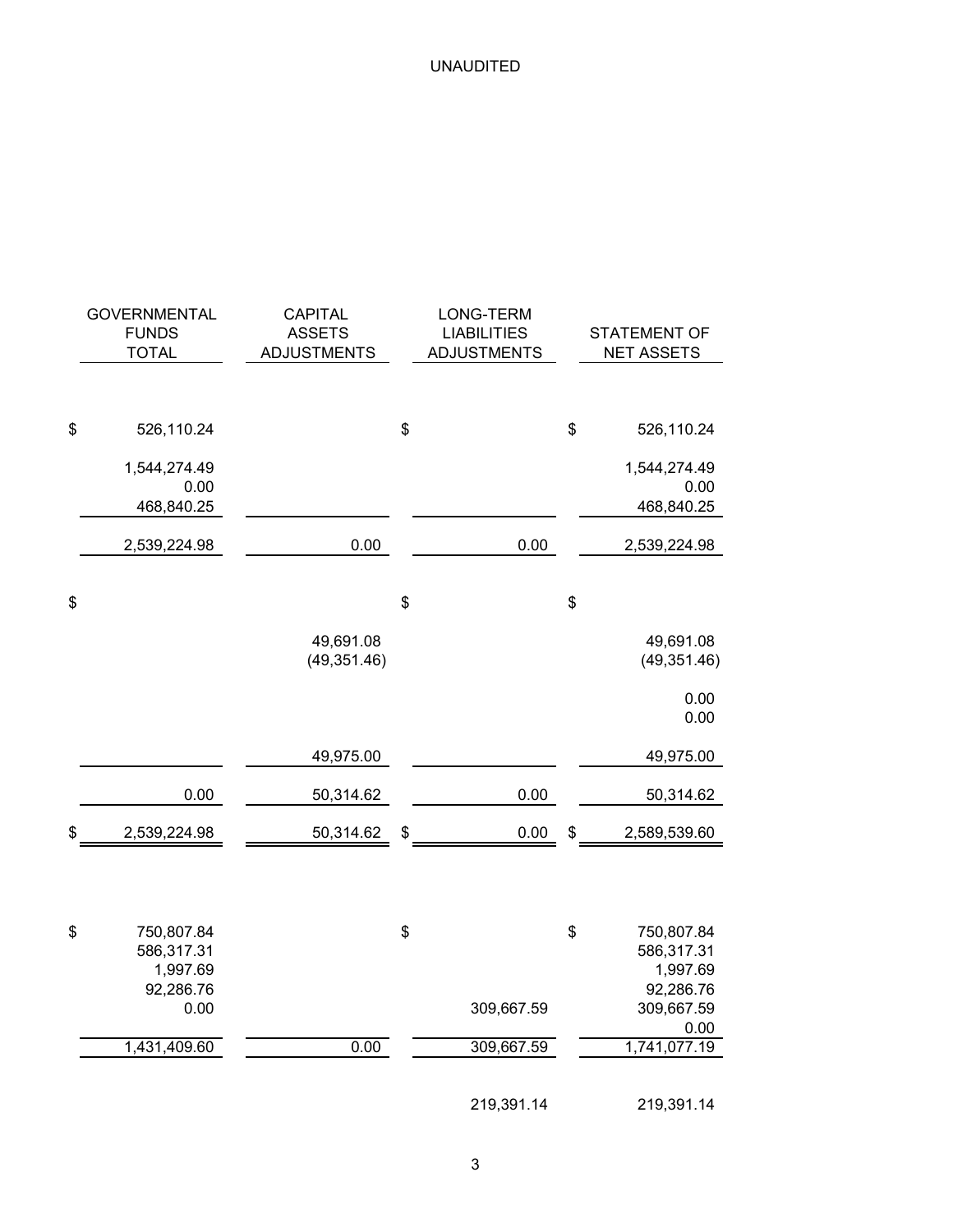UNAUDITED

| GOVERNMENTAL FUNDS TOTAL | CAPITAL ASSETS ADJUSTMENTS | LONG-TERM LIABILITIES ADJUSTMENTS | STATEMENT OF NET ASSETS |
|---|---|---|---|
| $ 526,110.24 | | $ | $ 526,110.24 |
| 1,544,274.49 | | | 1,544,274.49 |
| 0.00 | | | 0.00 |
| 468,840.25 | | | 468,840.25 |
| 2,539,224.98 | 0.00 | 0.00 | 2,539,224.98 |
| $ | | $ | $ |
| | 49,691.08 | | 49,691.08 |
| | (49,351.46) | | (49,351.46) |
| | | | 0.00 |
| | | | 0.00 |
| | 49,975.00 | | 49,975.00 |
| 0.00 | 50,314.62 | 0.00 | 50,314.62 |
| $ 2,539,224.98 | 50,314.62 | $ 0.00 | $ 2,589,539.60 |
| $ 750,807.84 | | $ | $ 750,807.84 |
| 586,317.31 | | | 586,317.31 |
| 1,997.69 | | | 1,997.69 |
| 92,286.76 | | | 92,286.76 |
| 0.00 | | 309,667.59 | 309,667.59 |
| | | | 0.00 |
| 1,431,409.60 | 0.00 | 309,667.59 | 1,741,077.19 |
| | | 219,391.14 | 219,391.14 |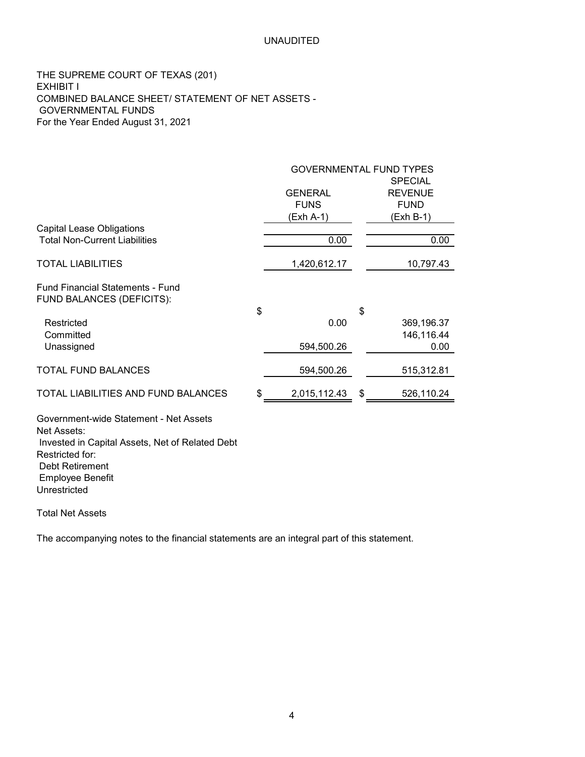UNAUDITED

THE SUPREME COURT OF TEXAS (201)
EXHIBIT I
COMBINED BALANCE SHEET/ STATEMENT OF NET ASSETS -
GOVERNMENTAL FUNDS
For the Year Ended August 31, 2021

| | GOVERNMENTAL FUND TYPES | |
|---|---|---|
| | GENERAL FUNS (Exh A-1) | SPECIAL REVENUE FUND (Exh B-1) |
| Capital Lease Obligations | | |
| Total Non-Current Liabilities | 0.00 | 0.00 |
| TOTAL LIABILITIES | 1,420,612.17 | 10,797.43 |
| Fund Financial Statements - Fund FUND BALANCES (DEFICITS): | | |
| Restricted | $ 0.00 | $ 369,196.37 |
| Committed | | 146,116.44 |
| Unassigned | 594,500.26 | 0.00 |
| TOTAL FUND BALANCES | 594,500.26 | 515,312.81 |
| TOTAL LIABILITIES AND FUND BALANCES | $ 2,015,112.43 | $ 526,110.24 |
| Government-wide Statement - Net Assets | | |
| Net Assets: | | |
| Invested in Capital Assets, Net of Related Debt | | |
| Restricted for: | | |
| Debt Retirement | | |
| Employee Benefit | | |
| Unrestricted | | |
| Total Net Assets | | |

The accompanying notes to the financial statements are an integral part of this statement.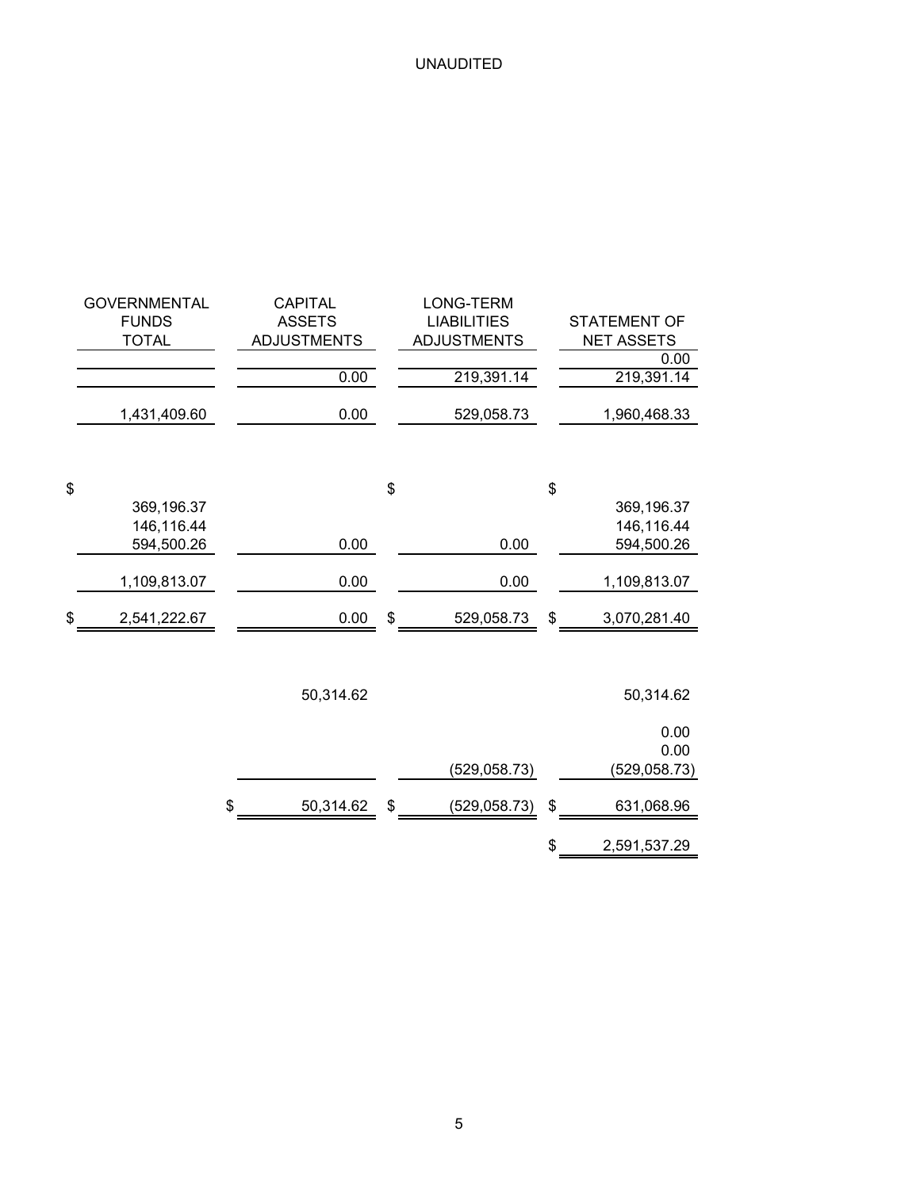UNAUDITED

| GOVERNMENTAL FUNDS TOTAL | CAPITAL ASSETS ADJUSTMENTS | LONG-TERM LIABILITIES ADJUSTMENTS | STATEMENT OF NET ASSETS |
|---|---|---|---|
| | | | 0.00 |
| | 0.00 | 219,391.14 | 219,391.14 |
| 1,431,409.60 | 0.00 | 529,058.73 | 1,960,468.33 |
| $ | | $ | $ |
| 369,196.37 | | | 369,196.37 |
| 146,116.44 | | | 146,116.44 |
| 594,500.26 | 0.00 | 0.00 | 594,500.26 |
| 1,109,813.07 | 0.00 | 0.00 | 1,109,813.07 |
| $ 2,541,222.67 | 0.00 | $ 529,058.73 | $ 3,070,281.40 |
| | 50,314.62 | | 50,314.62 |
| | | | 0.00 |
| | | | 0.00 |
| | | (529,058.73) | (529,058.73) |
| | $ 50,314.62 | $ (529,058.73) | $ 631,068.96 |
| | | | $ 2,591,537.29 |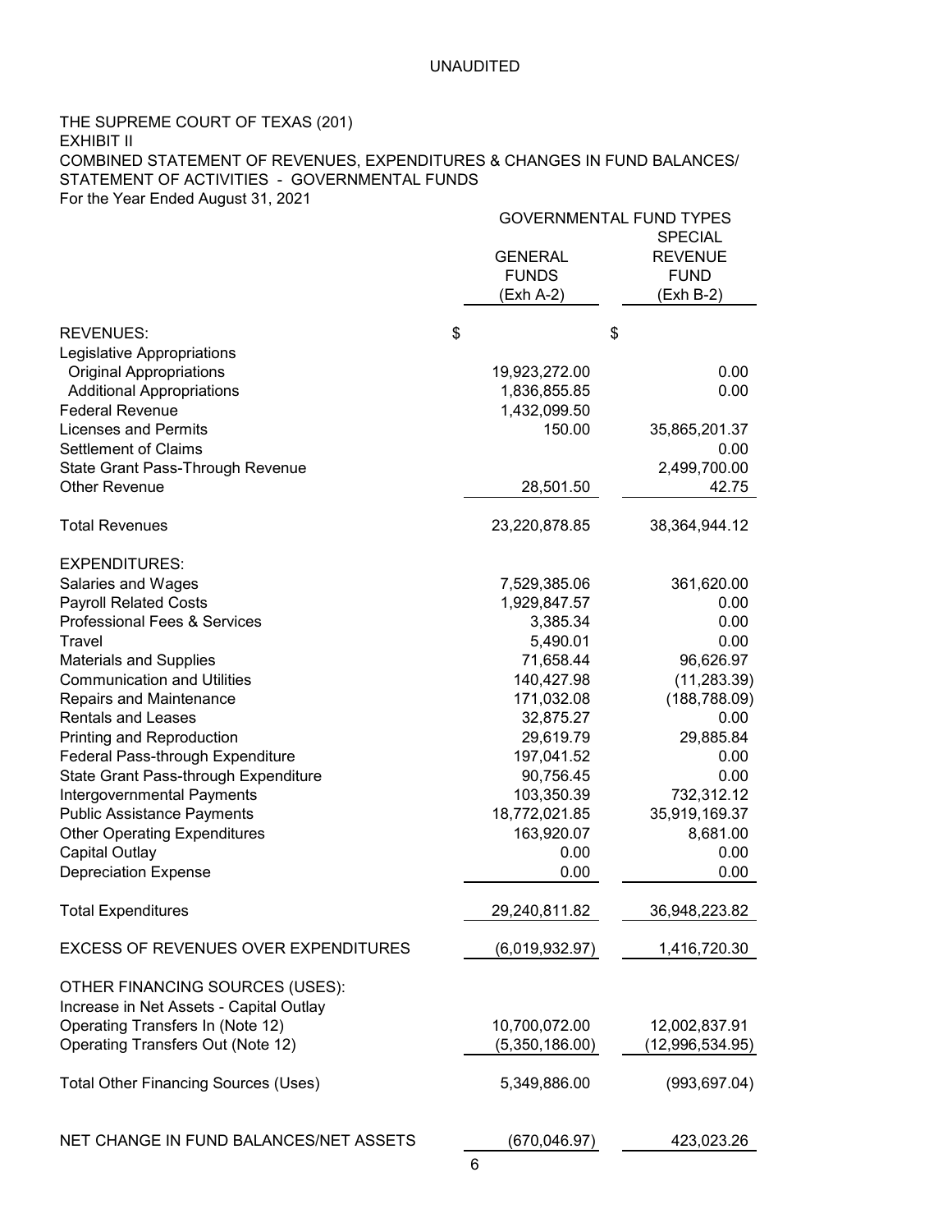UNAUDITED

THE SUPREME COURT OF TEXAS (201)
EXHIBIT II
COMBINED STATEMENT OF REVENUES, EXPENDITURES & CHANGES IN FUND BALANCES/
STATEMENT OF ACTIVITIES - GOVERNMENTAL FUNDS
For the Year Ended August 31, 2021

| | GOVERNMENTAL FUND TYPES | |
|---|---|---|
| | GENERAL FUNDS (Exh A-2) | SPECIAL REVENUE FUND (Exh B-2) |
| **REVENUES:** | $ | $ |
| Legislative Appropriations | | |
| Original Appropriations | 19,923,272.00 | 0.00 |
| Additional Appropriations | 1,836,855.85 | 0.00 |
| Federal Revenue | 1,432,099.50 | |
| Licenses and Permits | 150.00 | 35,865,201.37 |
| Settlement of Claims | | 0.00 |
| State Grant Pass-Through Revenue | | 2,499,700.00 |
| Other Revenue | 28,501.50 | 42.75 |
| Total Revenues | 23,220,878.85 | 38,364,944.12 |
| **EXPENDITURES:** | | |
| Salaries and Wages | 7,529,385.06 | 361,620.00 |
| Payroll Related Costs | 1,929,847.57 | 0.00 |
| Professional Fees & Services | 3,385.34 | 0.00 |
| Travel | 5,490.01 | 0.00 |
| Materials and Supplies | 71,658.44 | 96,626.97 |
| Communication and Utilities | 140,427.98 | (11,283.39) |
| Repairs and Maintenance | 171,032.08 | (188,788.09) |
| Rentals and Leases | 32,875.27 | 0.00 |
| Printing and Reproduction | 29,619.79 | 29,885.84 |
| Federal Pass-through Expenditure | 197,041.52 | 0.00 |
| State Grant Pass-through Expenditure | 90,756.45 | 0.00 |
| Intergovernmental Payments | 103,350.39 | 732,312.12 |
| Public Assistance Payments | 18,772,021.85 | 35,919,169.37 |
| Other Operating Expenditures | 163,920.07 | 8,681.00 |
| Capital Outlay | 0.00 | 0.00 |
| Depreciation Expense | 0.00 | 0.00 |
| Total Expenditures | 29,240,811.82 | 36,948,223.82 |
| EXCESS OF REVENUES OVER EXPENDITURES | (6,019,932.97) | 1,416,720.30 |
| **OTHER FINANCING SOURCES (USES):** | | |
| Increase in Net Assets - Capital Outlay | | |
| Operating Transfers In (Note 12) | 10,700,072.00 | 12,002,837.91 |
| Operating Transfers Out (Note 12) | (5,350,186.00) | (12,996,534.95) |
| Total Other Financing Sources (Uses) | 5,349,886.00 | (993,697.04) |
| NET CHANGE IN FUND BALANCES/NET ASSETS | (670,046.97) | 423,023.26 |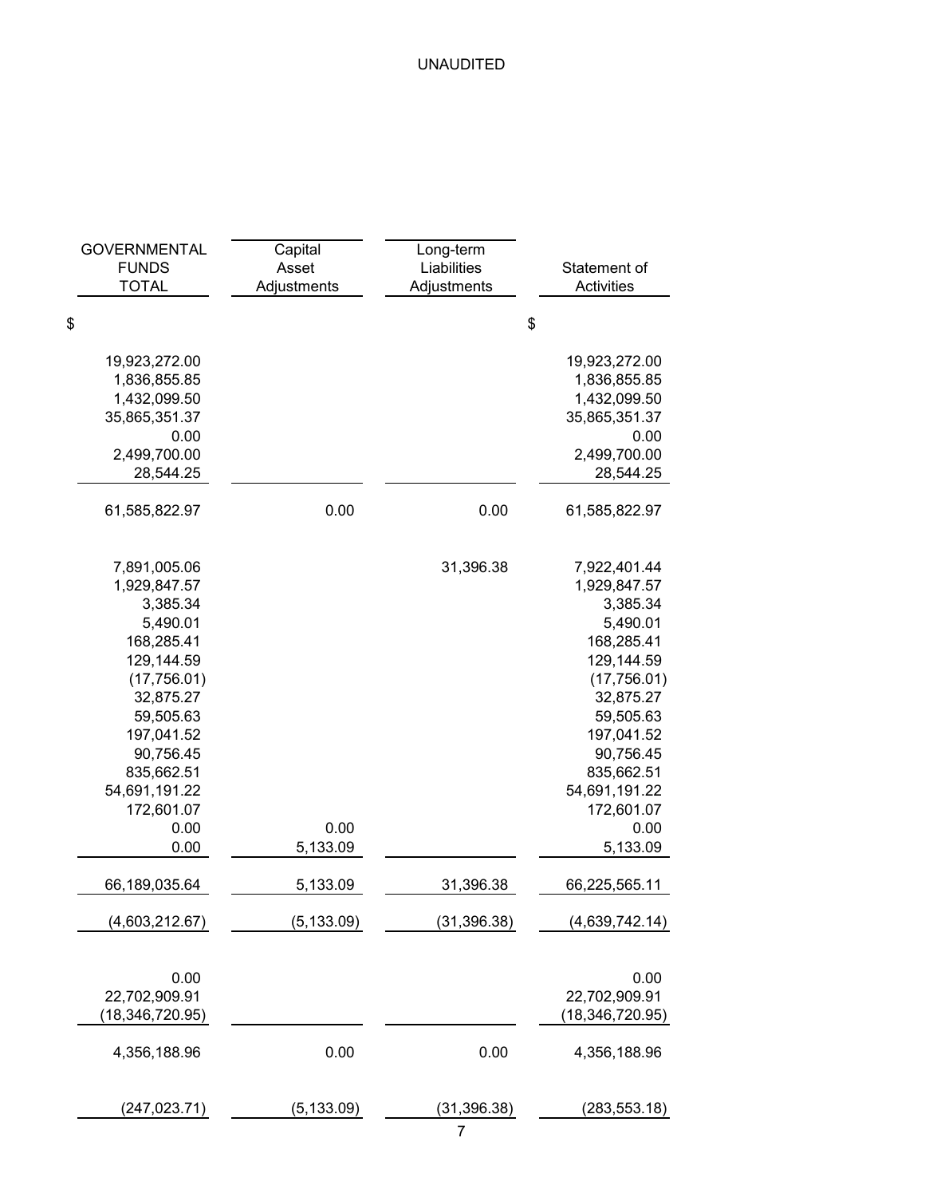UNAUDITED

| GOVERNMENTAL FUNDS TOTAL | Capital Asset Adjustments | Long-term Liabilities Adjustments | Statement of Activities |
|---|---|---|---|
| $ | | | $ |
| 19,923,272.00 | | | 19,923,272.00 |
| 1,836,855.85 | | | 1,836,855.85 |
| 1,432,099.50 | | | 1,432,099.50 |
| 35,865,351.37 | | | 35,865,351.37 |
| 0.00 | | | 0.00 |
| 2,499,700.00 | | | 2,499,700.00 |
| 28,544.25 | | | 28,544.25 |
| 61,585,822.97 | 0.00 | 0.00 | 61,585,822.97 |
| 7,891,005.06 | | 31,396.38 | 7,922,401.44 |
| 1,929,847.57 | | | 1,929,847.57 |
| 3,385.34 | | | 3,385.34 |
| 5,490.01 | | | 5,490.01 |
| 168,285.41 | | | 168,285.41 |
| 129,144.59 | | | 129,144.59 |
| (17,756.01) | | | (17,756.01) |
| 32,875.27 | | | 32,875.27 |
| 59,505.63 | | | 59,505.63 |
| 197,041.52 | | | 197,041.52 |
| 90,756.45 | | | 90,756.45 |
| 835,662.51 | | | 835,662.51 |
| 54,691,191.22 | | | 54,691,191.22 |
| 172,601.07 | | | 172,601.07 |
| 0.00 | 0.00 | | 0.00 |
| 0.00 | 5,133.09 | | 5,133.09 |
| 66,189,035.64 | 5,133.09 | 31,396.38 | 66,225,565.11 |
| (4,603,212.67) | (5,133.09) | (31,396.38) | (4,639,742.14) |
| 0.00 | | | 0.00 |
| 22,702,909.91 | | | 22,702,909.91 |
| (18,346,720.95) | | | (18,346,720.95) |
| 4,356,188.96 | 0.00 | 0.00 | 4,356,188.96 |
| (247,023.71) | (5,133.09) | (31,396.38) | (283,553.18) |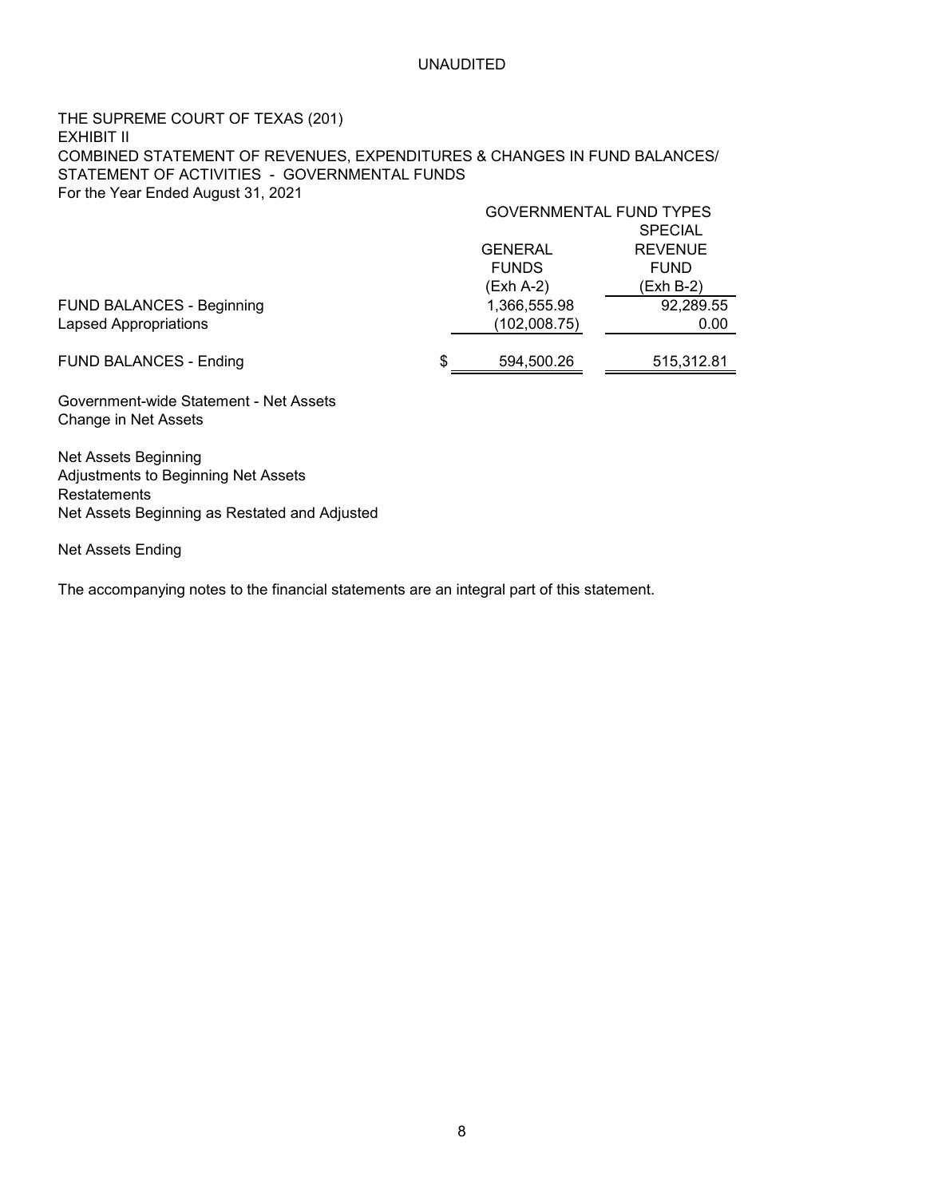UNAUDITED

THE SUPREME COURT OF TEXAS (201)
EXHIBIT II
COMBINED STATEMENT OF REVENUES, EXPENDITURES & CHANGES IN FUND BALANCES/
STATEMENT OF ACTIVITIES - GOVERNMENTAL FUNDS
For the Year Ended August 31, 2021

| | GOVERNMENTAL FUND TYPES | |
|---|---|---|
| | GENERAL FUNDS (Exh A-2) | SPECIAL REVENUE FUND (Exh B-2) |
| FUND BALANCES - Beginning | 1,366,555.98 | 92,289.55 |
| Lapsed Appropriations | (102,008.75) | 0.00 |
| FUND BALANCES - Ending | $ 594,500.26 | 515,312.81 |
| Government-wide Statement - Net Assets | | |
| Change in Net Assets | | |
| Net Assets Beginning | | |
| Adjustments to Beginning Net Assets | | |
| Restatements | | |
| Net Assets Beginning as Restated and Adjusted | | |
| Net Assets Ending | | |

The accompanying notes to the financial statements are an integral part of this statement.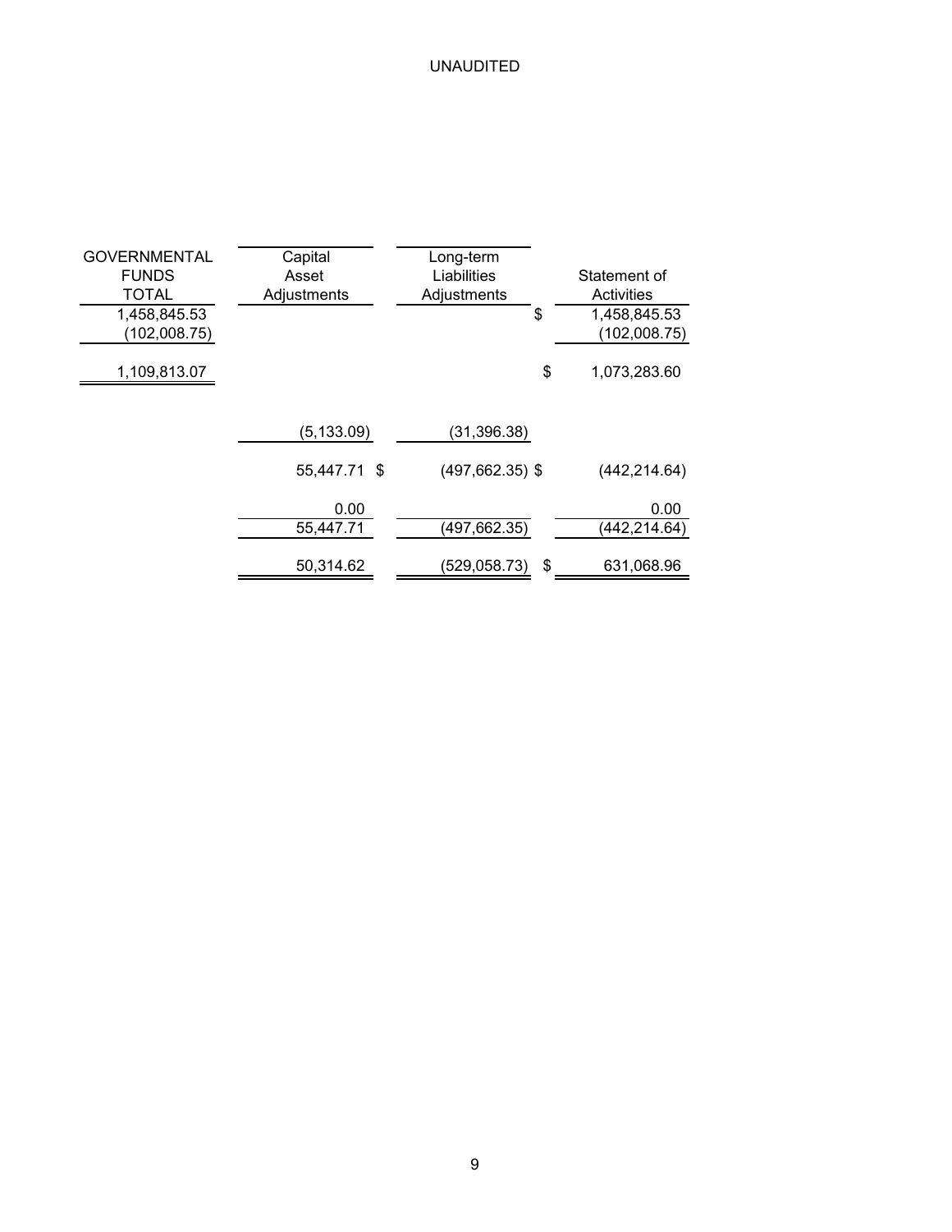UNAUDITED

| GOVERNMENTAL FUNDS TOTAL | Capital Asset Adjustments | Long-term Liabilities Adjustments | Statement of Activities |
|---|---|---|---|
| 1,458,845.53 | | | $ 1,458,845.53 |
| (102,008.75) | | | (102,008.75) |
| 1,109,813.07 | | | $ 1,073,283.60 |
| | (5,133.09) | (31,396.38) | |
| | 55,447.71 $ | (497,662.35) $ | (442,214.64) |
| | 0.00 | | 0.00 |
| | 55,447.71 | (497,662.35) | (442,214.64) |
| | 50,314.62 | (529,058.73) | $ 631,068.96 |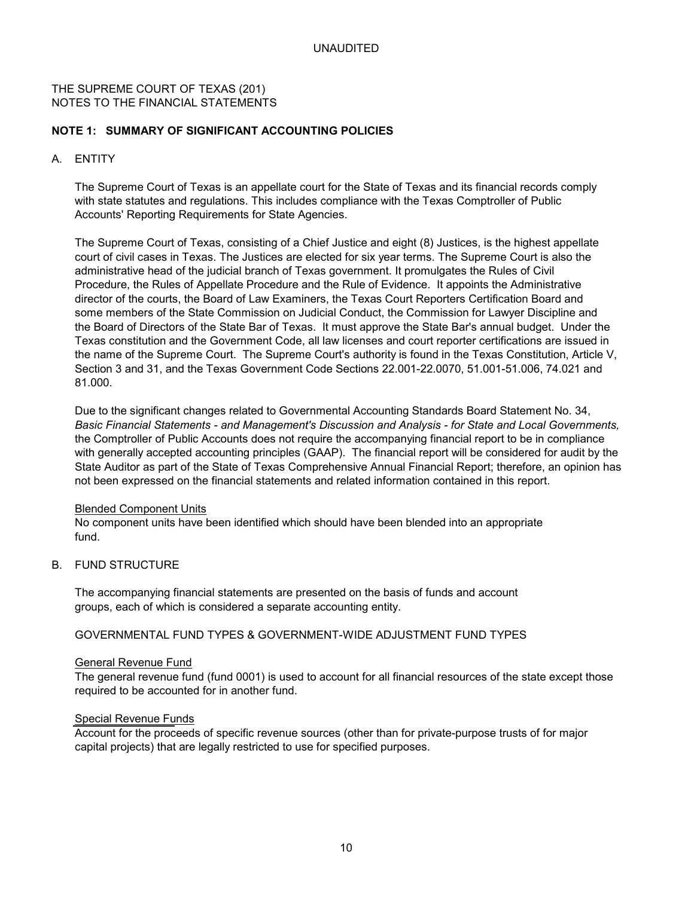UNAUDITED

THE SUPREME COURT OF TEXAS (201)
NOTES TO THE FINANCIAL STATEMENTS

**NOTE 1: SUMMARY OF SIGNIFICANT ACCOUNTING POLICIES**

A. ENTITY

The Supreme Court of Texas is an appellate court for the State of Texas and its financial records comply with state statutes and regulations. This includes compliance with the Texas Comptroller of Public Accounts' Reporting Requirements for State Agencies.

The Supreme Court of Texas, consisting of a Chief Justice and eight (8) Justices, is the highest appellate court of civil cases in Texas. The Justices are elected for six year terms. The Supreme Court is also the administrative head of the judicial branch of Texas government. It promulgates the Rules of Civil Procedure, the Rules of Appellate Procedure and the Rule of Evidence. It appoints the Administrative director of the courts, the Board of Law Examiners, the Texas Court Reporters Certification Board and some members of the State Commission on Judicial Conduct, the Commission for Lawyer Discipline and the Board of Directors of the State Bar of Texas. It must approve the State Bar's annual budget. Under the Texas constitution and the Government Code, all law licenses and court reporter certifications are issued in the name of the Supreme Court. The Supreme Court's authority is found in the Texas Constitution, Article V, Section 3 and 31, and the Texas Government Code Sections 22.001-22.0070, 51.001-51.006, 74.021 and 81.000.

Due to the significant changes related to Governmental Accounting Standards Board Statement No. 34, *Basic Financial Statements - and Management's Discussion and Analysis - for State and Local Governments,* the Comptroller of Public Accounts does not require the accompanying financial report to be in compliance with generally accepted accounting principles (GAAP). The financial report will be considered for audit by the State Auditor as part of the State of Texas Comprehensive Annual Financial Report; therefore, an opinion has not been expressed on the financial statements and related information contained in this report.

Blended Component Units

No component units have been identified which should have been blended into an appropriate fund.

B. FUND STRUCTURE

The accompanying financial statements are presented on the basis of funds and account groups, each of which is considered a separate accounting entity.

GOVERNMENTAL FUND TYPES & GOVERNMENT-WIDE ADJUSTMENT FUND TYPES

General Revenue Fund

The general revenue fund (fund 0001) is used to account for all financial resources of the state except those required to be accounted for in another fund.

Special Revenue Funds

Account for the proceeds of specific revenue sources (other than for private-purpose trusts of for major capital projects) that are legally restricted to use for specified purposes.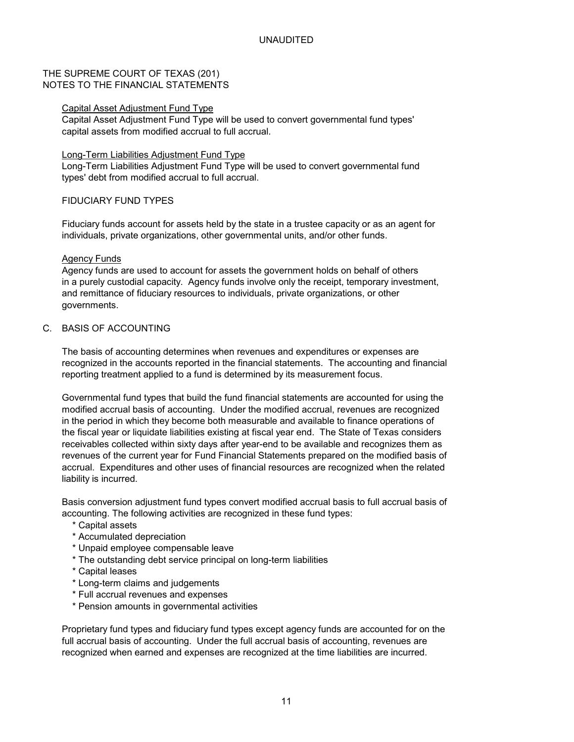UNAUDITED

THE SUPREME COURT OF TEXAS (201)
NOTES TO THE FINANCIAL STATEMENTS

Capital Asset Adjustment Fund Type

Capital Asset Adjustment Fund Type will be used to convert governmental fund types' capital assets from modified accrual to full accrual.

Long-Term Liabilities Adjustment Fund Type

Long-Term Liabilities Adjustment Fund Type will be used to convert governmental fund types' debt from modified accrual to full accrual.

FIDUCIARY FUND TYPES

Fiduciary funds account for assets held by the state in a trustee capacity or as an agent for individuals, private organizations, other governmental units, and/or other funds.

Agency Funds

Agency funds are used to account for assets the government holds on behalf of others in a purely custodial capacity. Agency funds involve only the receipt, temporary investment, and remittance of fiduciary resources to individuals, private organizations, or other governments.

C. BASIS OF ACCOUNTING

The basis of accounting determines when revenues and expenditures or expenses are recognized in the accounts reported in the financial statements. The accounting and financial reporting treatment applied to a fund is determined by its measurement focus.

Governmental fund types that build the fund financial statements are accounted for using the modified accrual basis of accounting. Under the modified accrual, revenues are recognized in the period in which they become both measurable and available to finance operations of the fiscal year or liquidate liabilities existing at fiscal year end. The State of Texas considers receivables collected within sixty days after year-end to be available and recognizes them as revenues of the current year for Fund Financial Statements prepared on the modified basis of accrual. Expenditures and other uses of financial resources are recognized when the related liability is incurred.

Basis conversion adjustment fund types convert modified accrual basis to full accrual basis of accounting. The following activities are recognized in these fund types:

* Capital assets
* Accumulated depreciation
* Unpaid employee compensable leave
* The outstanding debt service principal on long-term liabilities
* Capital leases
* Long-term claims and judgements
* Full accrual revenues and expenses
* Pension amounts in governmental activities

Proprietary fund types and fiduciary fund types except agency funds are accounted for on the full accrual basis of accounting. Under the full accrual basis of accounting, revenues are recognized when earned and expenses are recognized at the time liabilities are incurred.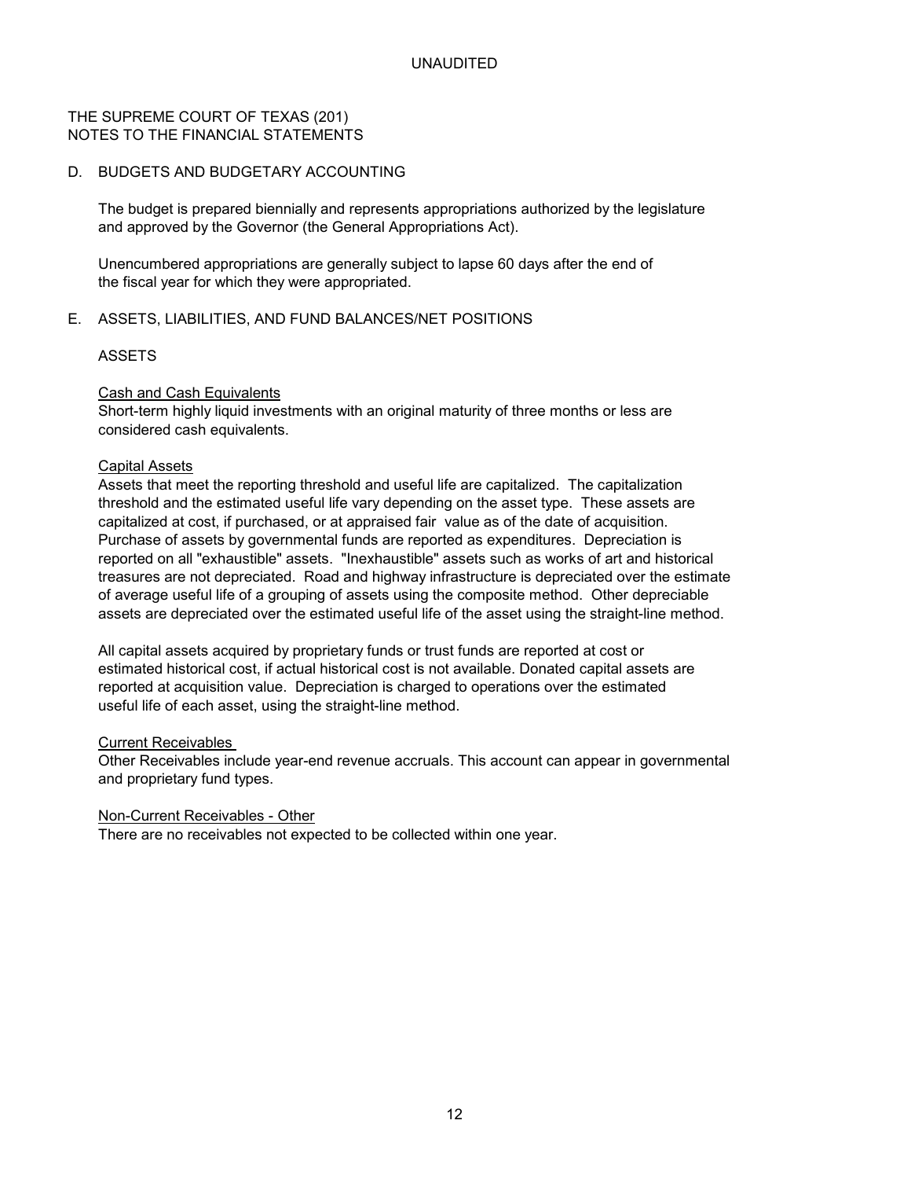UNAUDITED

THE SUPREME COURT OF TEXAS (201)
NOTES TO THE FINANCIAL STATEMENTS

## D. BUDGETS AND BUDGETARY ACCOUNTING

The budget is prepared biennially and represents appropriations authorized by the legislature and approved by the Governor (the General Appropriations Act).

Unencumbered appropriations are generally subject to lapse 60 days after the end of the fiscal year for which they were appropriated.

## E. ASSETS, LIABILITIES, AND FUND BALANCES/NET POSITIONS

### ASSETS

Cash and Cash Equivalents
Short-term highly liquid investments with an original maturity of three months or less are considered cash equivalents.

Capital Assets
Assets that meet the reporting threshold and useful life are capitalized. The capitalization threshold and the estimated useful life vary depending on the asset type. These assets are capitalized at cost, if purchased, or at appraised fair value as of the date of acquisition. Purchase of assets by governmental funds are reported as expenditures. Depreciation is reported on all "exhaustible" assets. "Inexhaustible" assets such as works of art and historical treasures are not depreciated. Road and highway infrastructure is depreciated over the estimate of average useful life of a grouping of assets using the composite method. Other depreciable assets are depreciated over the estimated useful life of the asset using the straight-line method.

All capital assets acquired by proprietary funds or trust funds are reported at cost or estimated historical cost, if actual historical cost is not available. Donated capital assets are reported at acquisition value. Depreciation is charged to operations over the estimated useful life of each asset, using the straight-line method.

Current Receivables
Other Receivables include year-end revenue accruals. This account can appear in governmental and proprietary fund types.

Non-Current Receivables - Other
There are no receivables not expected to be collected within one year.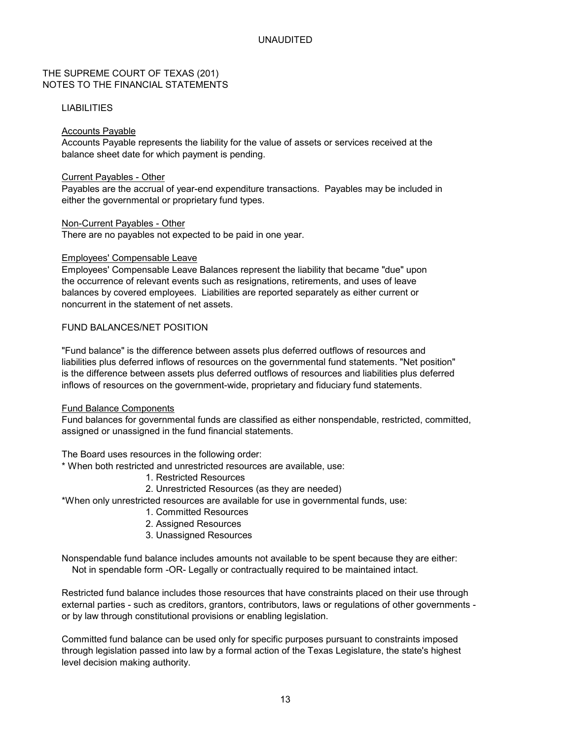UNAUDITED

THE SUPREME COURT OF TEXAS (201)
NOTES TO THE FINANCIAL STATEMENTS

LIABILITIES

Accounts Payable

Accounts Payable represents the liability for the value of assets or services received at the balance sheet date for which payment is pending.

Current Payables - Other

Payables are the accrual of year-end expenditure transactions. Payables may be included in either the governmental or proprietary fund types.

Non-Current Payables - Other

There are no payables not expected to be paid in one year.

Employees' Compensable Leave

Employees' Compensable Leave Balances represent the liability that became "due" upon the occurrence of relevant events such as resignations, retirements, and uses of leave balances by covered employees. Liabilities are reported separately as either current or noncurrent in the statement of net assets.

FUND BALANCES/NET POSITION

"Fund balance" is the difference between assets plus deferred outflows of resources and liabilities plus deferred inflows of resources on the governmental fund statements. "Net position" is the difference between assets plus deferred outflows of resources and liabilities plus deferred inflows of resources on the government-wide, proprietary and fiduciary fund statements.

Fund Balance Components

Fund balances for governmental funds are classified as either nonspendable, restricted, committed, assigned or unassigned in the fund financial statements.

The Board uses resources in the following order:

* When both restricted and unrestricted resources are available, use:
    1. Restricted Resources
    2. Unrestricted Resources (as they are needed)

*When only unrestricted resources are available for use in governmental funds, use:
    1. Committed Resources
    2. Assigned Resources
    3. Unassigned Resources

Nonspendable fund balance includes amounts not available to be spent because they are either:
Not in spendable form -OR- Legally or contractually required to be maintained intact.

Restricted fund balance includes those resources that have constraints placed on their use through external parties - such as creditors, grantors, contributors, laws or regulations of other governments - or by law through constitutional provisions or enabling legislation.

Committed fund balance can be used only for specific purposes pursuant to constraints imposed through legislation passed into law by a formal action of the Texas Legislature, the state's highest level decision making authority.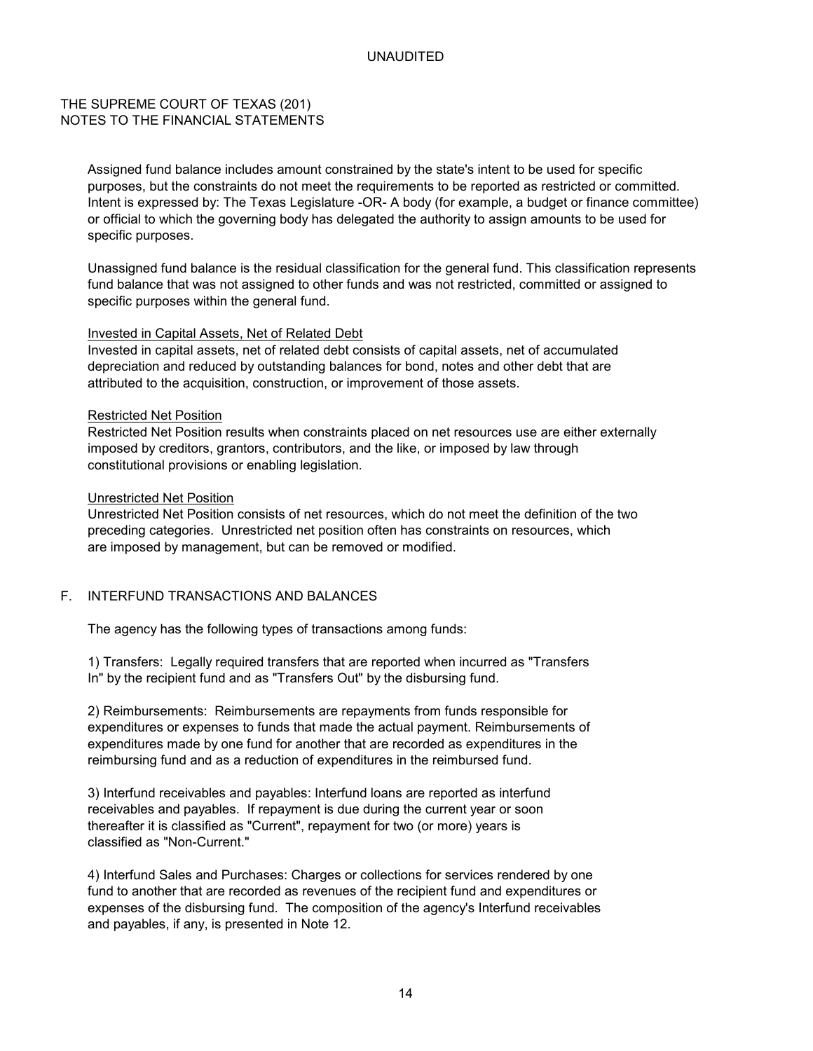UNAUDITED

THE SUPREME COURT OF TEXAS (201)
NOTES TO THE FINANCIAL STATEMENTS

Assigned fund balance includes amount constrained by the state's intent to be used for specific purposes, but the constraints do not meet the requirements to be reported as restricted or committed. Intent is expressed by: The Texas Legislature -OR- A body (for example, a budget or finance committee) or official to which the governing body has delegated the authority to assign amounts to be used for specific purposes.

Unassigned fund balance is the residual classification for the general fund. This classification represents fund balance that was not assigned to other funds and was not restricted, committed or assigned to specific purposes within the general fund.

Invested in Capital Assets, Net of Related Debt

Invested in capital assets, net of related debt consists of capital assets, net of accumulated depreciation and reduced by outstanding balances for bond, notes and other debt that are attributed to the acquisition, construction, or improvement of those assets.

Restricted Net Position

Restricted Net Position results when constraints placed on net resources use are either externally imposed by creditors, grantors, contributors, and the like, or imposed by law through constitutional provisions or enabling legislation.

Unrestricted Net Position

Unrestricted Net Position consists of net resources, which do not meet the definition of the two preceding categories. Unrestricted net position often has constraints on resources, which are imposed by management, but can be removed or modified.

## F. INTERFUND TRANSACTIONS AND BALANCES

The agency has the following types of transactions among funds:

1) Transfers: Legally required transfers that are reported when incurred as "Transfers In" by the recipient fund and as "Transfers Out" by the disbursing fund.

2) Reimbursements: Reimbursements are repayments from funds responsible for expenditures or expenses to funds that made the actual payment. Reimbursements of expenditures made by one fund for another that are recorded as expenditures in the reimbursing fund and as a reduction of expenditures in the reimbursed fund.

3) Interfund receivables and payables: Interfund loans are reported as interfund receivables and payables. If repayment is due during the current year or soon thereafter it is classified as "Current", repayment for two (or more) years is classified as "Non-Current."

4) Interfund Sales and Purchases: Charges or collections for services rendered by one fund to another that are recorded as revenues of the recipient fund and expenditures or expenses of the disbursing fund. The composition of the agency's Interfund receivables and payables, if any, is presented in Note 12.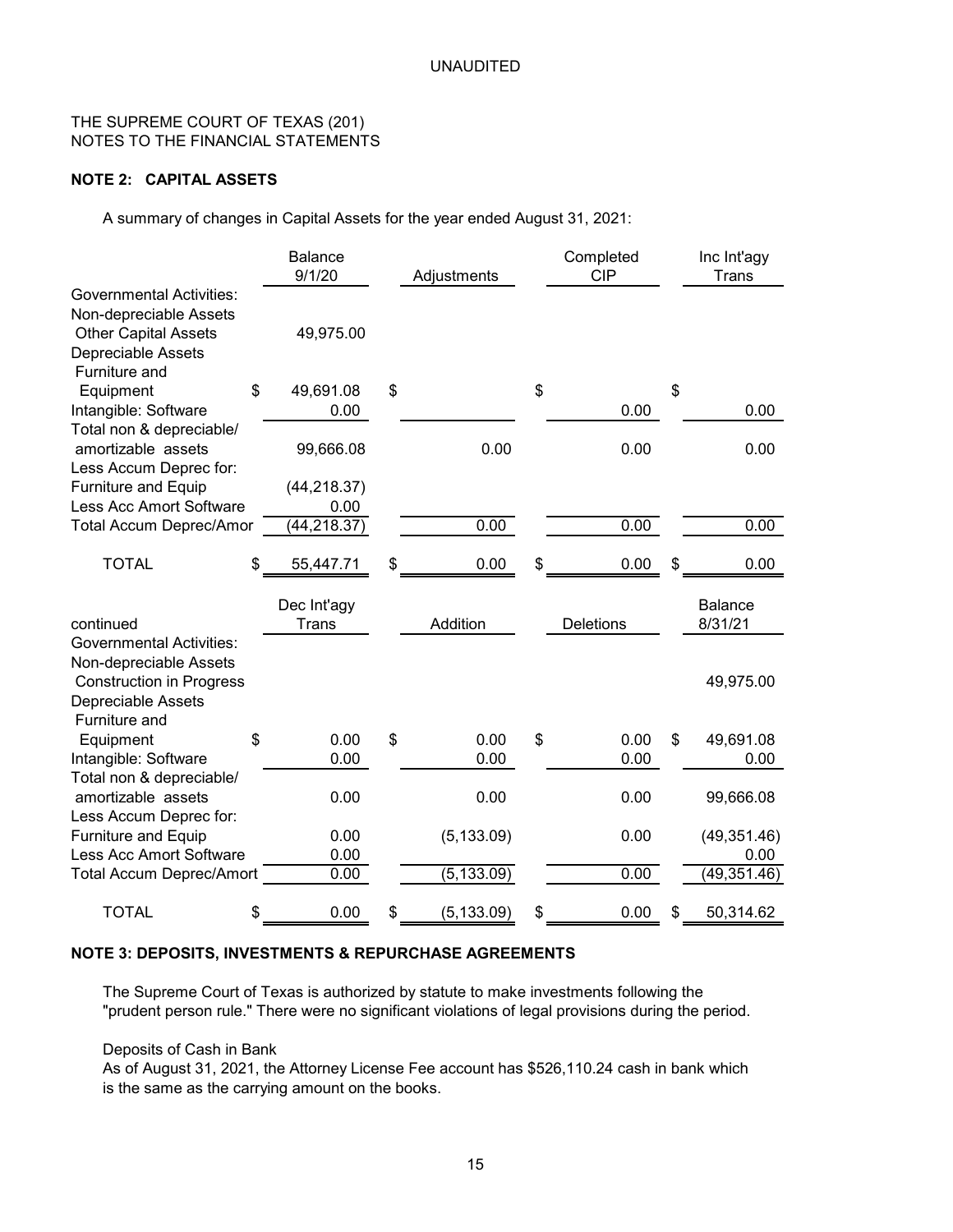UNAUDITED

THE SUPREME COURT OF TEXAS (201)
NOTES TO THE FINANCIAL STATEMENTS

**NOTE 2: CAPITAL ASSETS**

A summary of changes in Capital Assets for the year ended August 31, 2021:

| | Balance 9/1/20 | Adjustments | Completed CIP | Inc Int'agy Trans |
|---|---|---|---|---|
| Governmental Activities: | | | | |
| Non-depreciable Assets | | | | |
| Other Capital Assets | 49,975.00 | | | |
| Depreciable Assets | | | | |
| Furniture and Equipment | $ 49,691.08 | $ | $ | $ |
| Intangible: Software | 0.00 | | 0.00 | 0.00 |
| Total non & depreciable/ amortizable assets | 99,666.08 | 0.00 | 0.00 | 0.00 |
| Less Accum Deprec for: | | | | |
| Furniture and Equip | (44,218.37) | | | |
| Less Acc Amort Software | 0.00 | | | |
| Total Accum Deprec/Amor | (44,218.37) | 0.00 | 0.00 | 0.00 |
| TOTAL | $ 55,447.71 | $ 0.00 | $ 0.00 | $ 0.00 |

| continued | Dec Int'agy Trans | Addition | Deletions | Balance 8/31/21 |
|---|---|---|---|---|
| Governmental Activities: | | | | |
| Non-depreciable Assets | | | | |
| Construction in Progress | | | | 49,975.00 |
| Depreciable Assets | | | | |
| Furniture and Equipment | $ 0.00 | $ 0.00 | $ 0.00 | $ 49,691.08 |
| Intangible: Software | 0.00 | 0.00 | 0.00 | 0.00 |
| Total non & depreciable/ amortizable assets | 0.00 | 0.00 | 0.00 | 99,666.08 |
| Less Accum Deprec for: | | | | |
| Furniture and Equip | 0.00 | (5,133.09) | 0.00 | (49,351.46) |
| Less Acc Amort Software | 0.00 | | | 0.00 |
| Total Accum Deprec/Amort | 0.00 | (5,133.09) | 0.00 | (49,351.46) |
| TOTAL | $ 0.00 | $ (5,133.09) | $ 0.00 | $ 50,314.62 |

**NOTE 3: DEPOSITS, INVESTMENTS & REPURCHASE AGREEMENTS**

The Supreme Court of Texas is authorized by statute to make investments following the "prudent person rule." There were no significant violations of legal provisions during the period.

Deposits of Cash in Bank
As of August 31, 2021, the Attorney License Fee account has $526,110.24 cash in bank which is the same as the carrying amount on the books.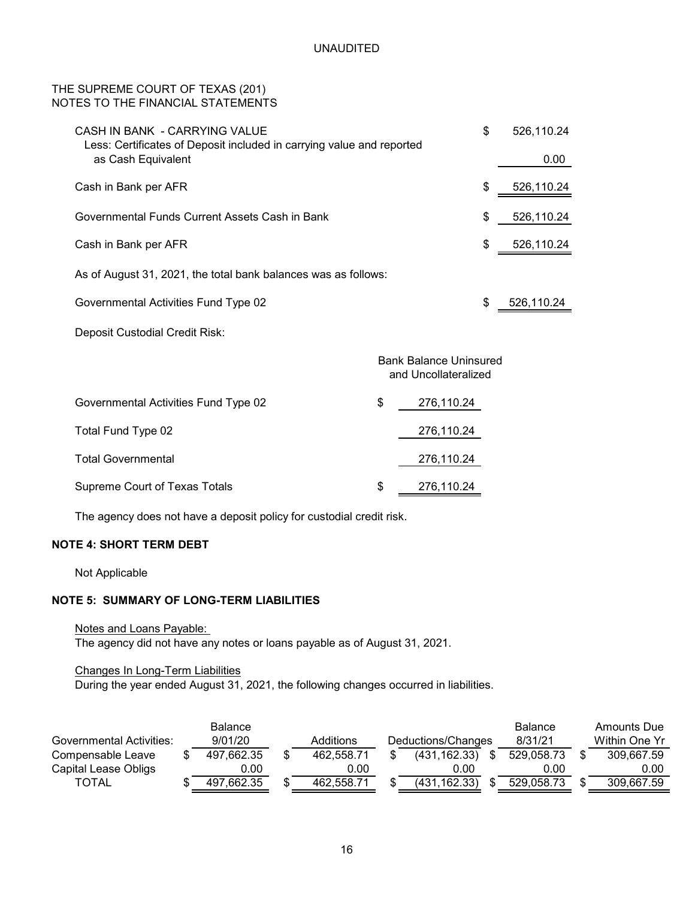UNAUDITED

THE SUPREME COURT OF TEXAS (201)
NOTES TO THE FINANCIAL STATEMENTS

| | | |
|---|---|---|
| CASH IN BANK - CARRYING VALUE | $ | 526,110.24 |
| Less: Certificates of Deposit included in carrying value and reported as Cash Equivalent | | 0.00 |
| Cash in Bank per AFR | $ | 526,110.24 |
| Governmental Funds Current Assets Cash in Bank | $ | 526,110.24 |
| Cash in Bank per AFR | $ | 526,110.24 |

As of August 31, 2021, the total bank balances was as follows:

| | | |
|---|---|---|
| Governmental Activities Fund Type 02 | $ | 526,110.24 |

Deposit Custodial Credit Risk:

| | | Bank Balance Uninsured and Uncollateralized |
|---|---|---|
| Governmental Activities Fund Type 02 | $ | 276,110.24 |
| Total Fund Type 02 | | 276,110.24 |
| Total Governmental | | 276,110.24 |
| Supreme Court of Texas Totals | $ | 276,110.24 |

The agency does not have a deposit policy for custodial credit risk.

**NOTE 4: SHORT TERM DEBT**

Not Applicable

**NOTE 5: SUMMARY OF LONG-TERM LIABILITIES**

Notes and Loans Payable:
The agency did not have any notes or loans payable as of August 31, 2021.

Changes In Long-Term Liabilities
During the year ended August 31, 2021, the following changes occurred in liabilities.

| Governmental Activities: | Balance 9/01/20 | Additions | Deductions/Changes | Balance 8/31/21 | Amounts Due Within One Yr |
|---|---|---|---|---|---|
| Compensable Leave | $ 497,662.35 | $ 462,558.71 | $ (431,162.33) | $ 529,058.73 | $ 309,667.59 |
| Capital Lease Obligs | 0.00 | 0.00 | 0.00 | 0.00 | 0.00 |
| TOTAL | $ 497,662.35 | $ 462,558.71 | $ (431,162.33) | $ 529,058.73 | $ 309,667.59 |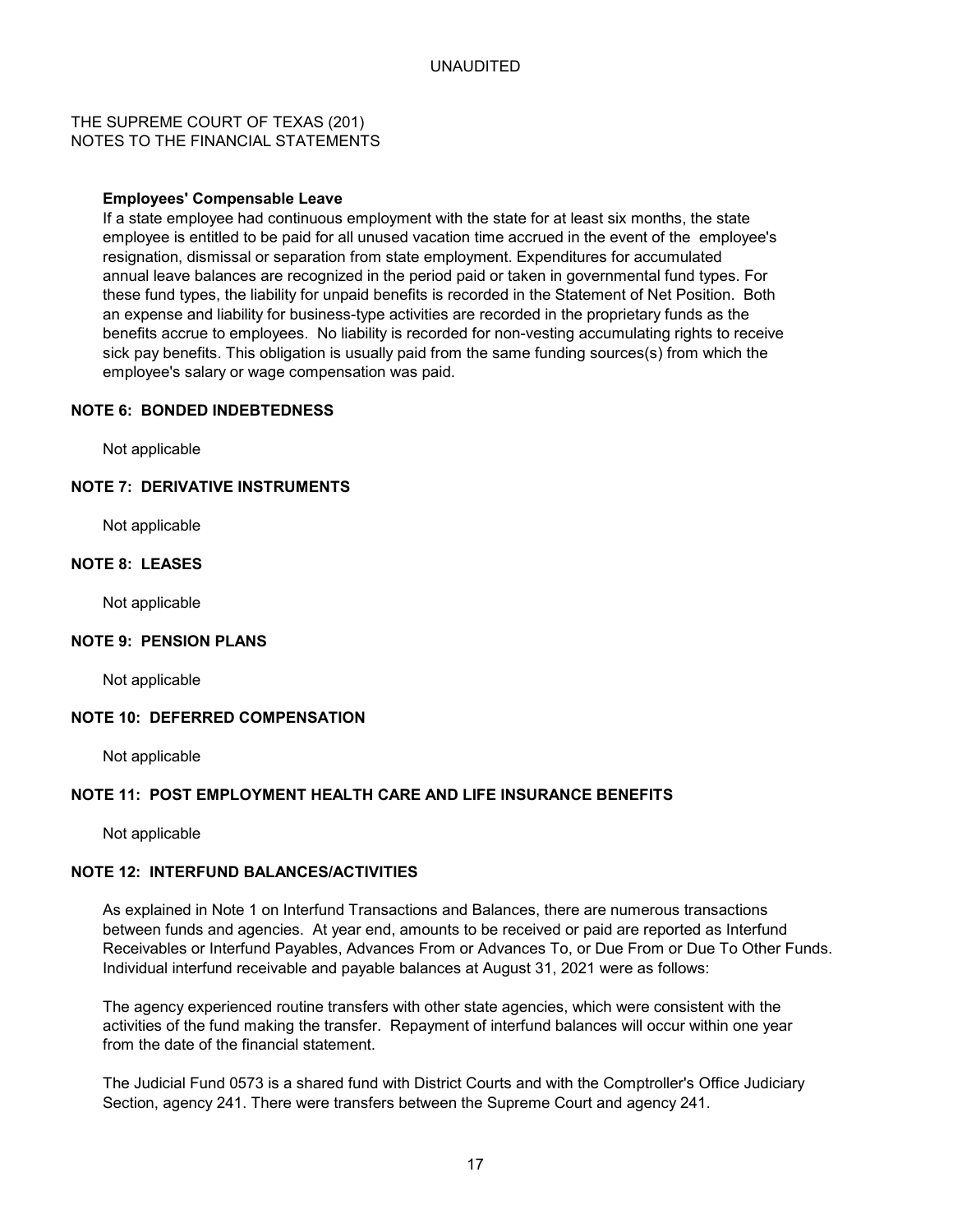UNAUDITED

THE SUPREME COURT OF TEXAS (201)
NOTES TO THE FINANCIAL STATEMENTS

**Employees' Compensable Leave**

If a state employee had continuous employment with the state for at least six months, the state employee is entitled to be paid for all unused vacation time accrued in the event of the employee's resignation, dismissal or separation from state employment. Expenditures for accumulated annual leave balances are recognized in the period paid or taken in governmental fund types. For these fund types, the liability for unpaid benefits is recorded in the Statement of Net Position. Both an expense and liability for business-type activities are recorded in the proprietary funds as the benefits accrue to employees. No liability is recorded for non-vesting accumulating rights to receive sick pay benefits. This obligation is usually paid from the same funding sources(s) from which the employee's salary or wage compensation was paid.

## NOTE 6: BONDED INDEBTEDNESS

Not applicable

## NOTE 7: DERIVATIVE INSTRUMENTS

Not applicable

## NOTE 8: LEASES

Not applicable

## NOTE 9: PENSION PLANS

Not applicable

## NOTE 10: DEFERRED COMPENSATION

Not applicable

## NOTE 11: POST EMPLOYMENT HEALTH CARE AND LIFE INSURANCE BENEFITS

Not applicable

## NOTE 12: INTERFUND BALANCES/ACTIVITIES

As explained in Note 1 on Interfund Transactions and Balances, there are numerous transactions between funds and agencies. At year end, amounts to be received or paid are reported as Interfund Receivables or Interfund Payables, Advances From or Advances To, or Due From or Due To Other Funds. Individual interfund receivable and payable balances at August 31, 2021 were as follows:

The agency experienced routine transfers with other state agencies, which were consistent with the activities of the fund making the transfer. Repayment of interfund balances will occur within one year from the date of the financial statement.

The Judicial Fund 0573 is a shared fund with District Courts and with the Comptroller's Office Judiciary Section, agency 241. There were transfers between the Supreme Court and agency 241.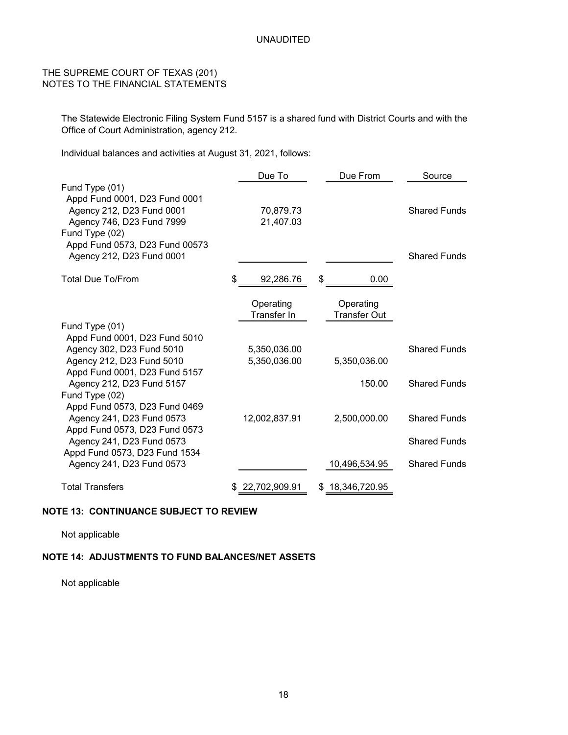UNAUDITED

THE SUPREME COURT OF TEXAS (201)
NOTES TO THE FINANCIAL STATEMENTS

The Statewide Electronic Filing System Fund 5157 is a shared fund with District Courts and with the Office of Court Administration, agency 212.

Individual balances and activities at August 31, 2021, follows:

| | Due To | Due From | Source |
|---|---|---|---|
| Fund Type (01) | | | |
| Appd Fund 0001, D23 Fund 0001 | | | |
| Agency 212, D23 Fund 0001 | 70,879.73 | | Shared Funds |
| Agency 746, D23 Fund 7999 | 21,407.03 | | |
| Fund Type (02) | | | |
| Appd Fund 0573, D23 Fund 00573 | | | |
| Agency 212, D23 Fund 0001 | | | Shared Funds |
| Total Due To/From | $ 92,286.76 | $ 0.00 | |

| | Operating Transfer In | Operating Transfer Out | |
|---|---|---|---|
| Fund Type (01) | | | |
| Appd Fund 0001, D23 Fund 5010 | | | |
| Agency 302, D23 Fund 5010 | 5,350,036.00 | | Shared Funds |
| Agency 212, D23 Fund 5010 | 5,350,036.00 | 5,350,036.00 | |
| Appd Fund 0001, D23 Fund 5157 | | | |
| Agency 212, D23 Fund 5157 | | 150.00 | Shared Funds |
| Fund Type (02) | | | |
| Appd Fund 0573, D23 Fund 0469 | | | |
| Agency 241, D23 Fund 0573 | 12,002,837.91 | 2,500,000.00 | Shared Funds |
| Appd Fund 0573, D23 Fund 0573 | | | |
| Agency 241, D23 Fund 0573 | | | Shared Funds |
| Appd Fund 0573, D23 Fund 1534 | | | |
| Agency 241, D23 Fund 0573 | | 10,496,534.95 | Shared Funds |
| Total Transfers | $ 22,702,909.91 | $ 18,346,720.95 | |

**NOTE 13: CONTINUANCE SUBJECT TO REVIEW**

Not applicable

**NOTE 14: ADJUSTMENTS TO FUND BALANCES/NET ASSETS**

Not applicable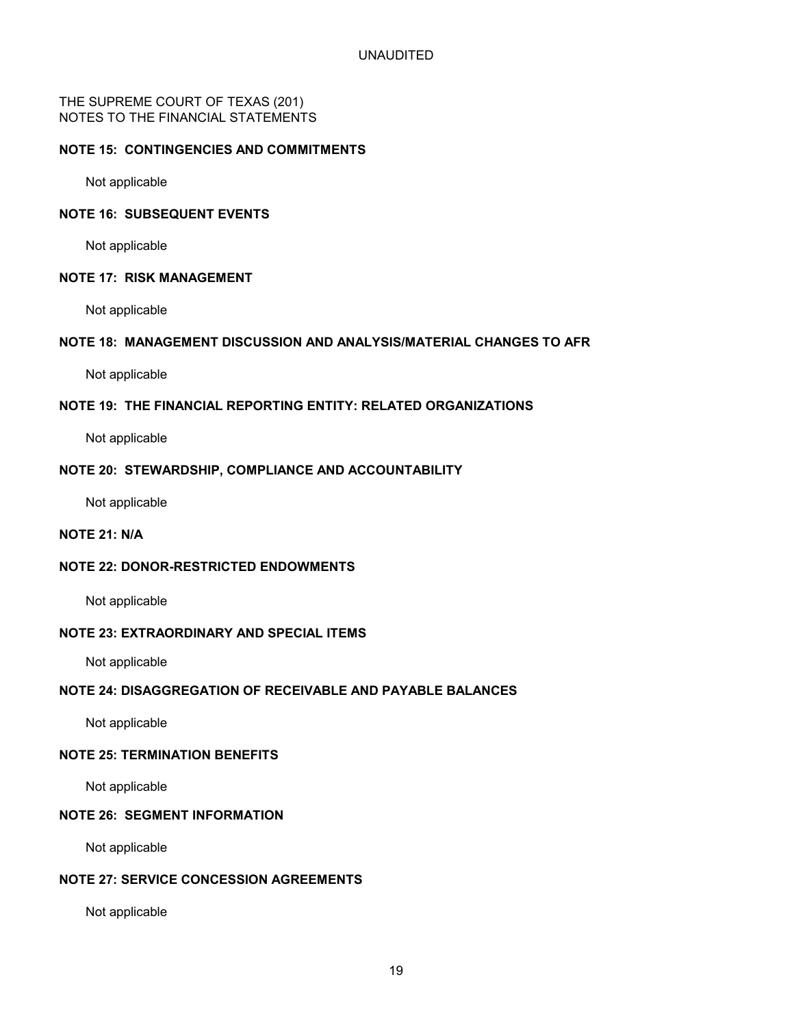UNAUDITED

THE SUPREME COURT OF TEXAS (201)
NOTES TO THE FINANCIAL STATEMENTS

**NOTE 15: CONTINGENCIES AND COMMITMENTS**

Not applicable

**NOTE 16: SUBSEQUENT EVENTS**

Not applicable

**NOTE 17: RISK MANAGEMENT**

Not applicable

**NOTE 18: MANAGEMENT DISCUSSION AND ANALYSIS/MATERIAL CHANGES TO AFR**

Not applicable

**NOTE 19: THE FINANCIAL REPORTING ENTITY: RELATED ORGANIZATIONS**

Not applicable

**NOTE 20: STEWARDSHIP, COMPLIANCE AND ACCOUNTABILITY**

Not applicable

**NOTE 21: N/A**

**NOTE 22: DONOR-RESTRICTED ENDOWMENTS**

Not applicable

**NOTE 23: EXTRAORDINARY AND SPECIAL ITEMS**

Not applicable

**NOTE 24: DISAGGREGATION OF RECEIVABLE AND PAYABLE BALANCES**

Not applicable

**NOTE 25: TERMINATION BENEFITS**

Not applicable

**NOTE 26: SEGMENT INFORMATION**

Not applicable

**NOTE 27: SERVICE CONCESSION AGREEMENTS**

Not applicable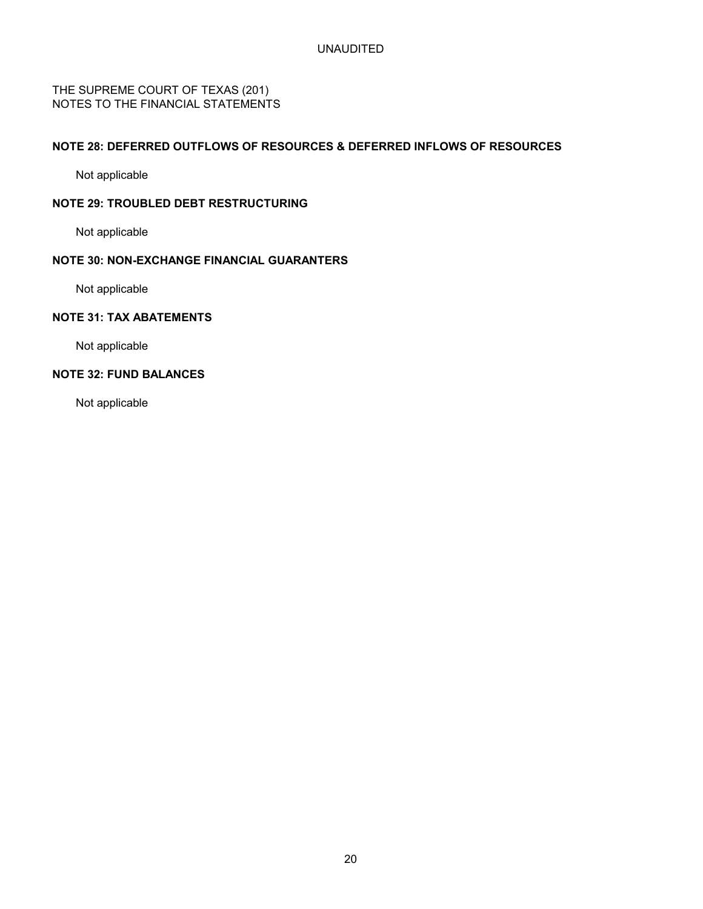UNAUDITED

THE SUPREME COURT OF TEXAS (201)
NOTES TO THE FINANCIAL STATEMENTS

### NOTE 28: DEFERRED OUTFLOWS OF RESOURCES & DEFERRED INFLOWS OF RESOURCES

Not applicable

### NOTE 29: TROUBLED DEBT RESTRUCTURING

Not applicable

### NOTE 30: NON-EXCHANGE FINANCIAL GUARANTERS

Not applicable

### NOTE 31: TAX ABATEMENTS

Not applicable

### NOTE 32: FUND BALANCES

Not applicable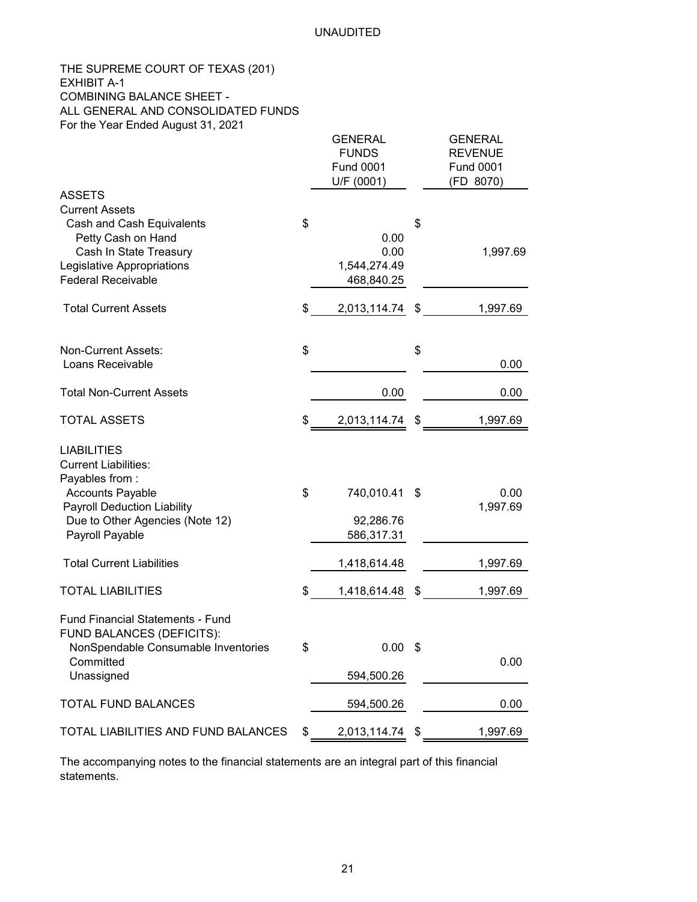UNAUDITED

THE SUPREME COURT OF TEXAS (201)
EXHIBIT A-1
COMBINING BALANCE SHEET -
ALL GENERAL AND CONSOLIDATED FUNDS
For the Year Ended August 31, 2021

| | GENERAL FUNDS Fund 0001 U/F (0001) | GENERAL REVENUE Fund 0001 (FD 8070) |
|---|---|---|
| **ASSETS** | | |
| Current Assets | | |
| Cash and Cash Equivalents | $ | $ |
| Petty Cash on Hand | 0.00 | |
| Cash In State Treasury | 0.00 | 1,997.69 |
| Legislative Appropriations | 1,544,274.49 | |
| Federal Receivable | 468,840.25 | |
| Total Current Assets | $ 2,013,114.74 | $ 1,997.69 |
| Non-Current Assets: | $ | $ |
| Loans Receivable | | 0.00 |
| Total Non-Current Assets | 0.00 | 0.00 |
| TOTAL ASSETS | $ 2,013,114.74 | $ 1,997.69 |
| **LIABILITIES** | | |
| Current Liabilities: | | |
| Payables from : | | |
| Accounts Payable | $ 740,010.41 | $ 0.00 |
| Payroll Deduction Liability | | 1,997.69 |
| Due to Other Agencies (Note 12) | 92,286.76 | |
| Payroll Payable | 586,317.31 | |
| Total Current Liabilities | 1,418,614.48 | 1,997.69 |
| TOTAL LIABILITIES | $ 1,418,614.48 | $ 1,997.69 |
| Fund Financial Statements - Fund FUND BALANCES (DEFICITS): | | |
| NonSpendable Consumable Inventories | $ 0.00 | $ |
| Committed | | 0.00 |
| Unassigned | 594,500.26 | |
| TOTAL FUND BALANCES | 594,500.26 | 0.00 |
| TOTAL LIABILITIES AND FUND BALANCES | $ 2,013,114.74 | $ 1,997.69 |

The accompanying notes to the financial statements are an integral part of this financial statements.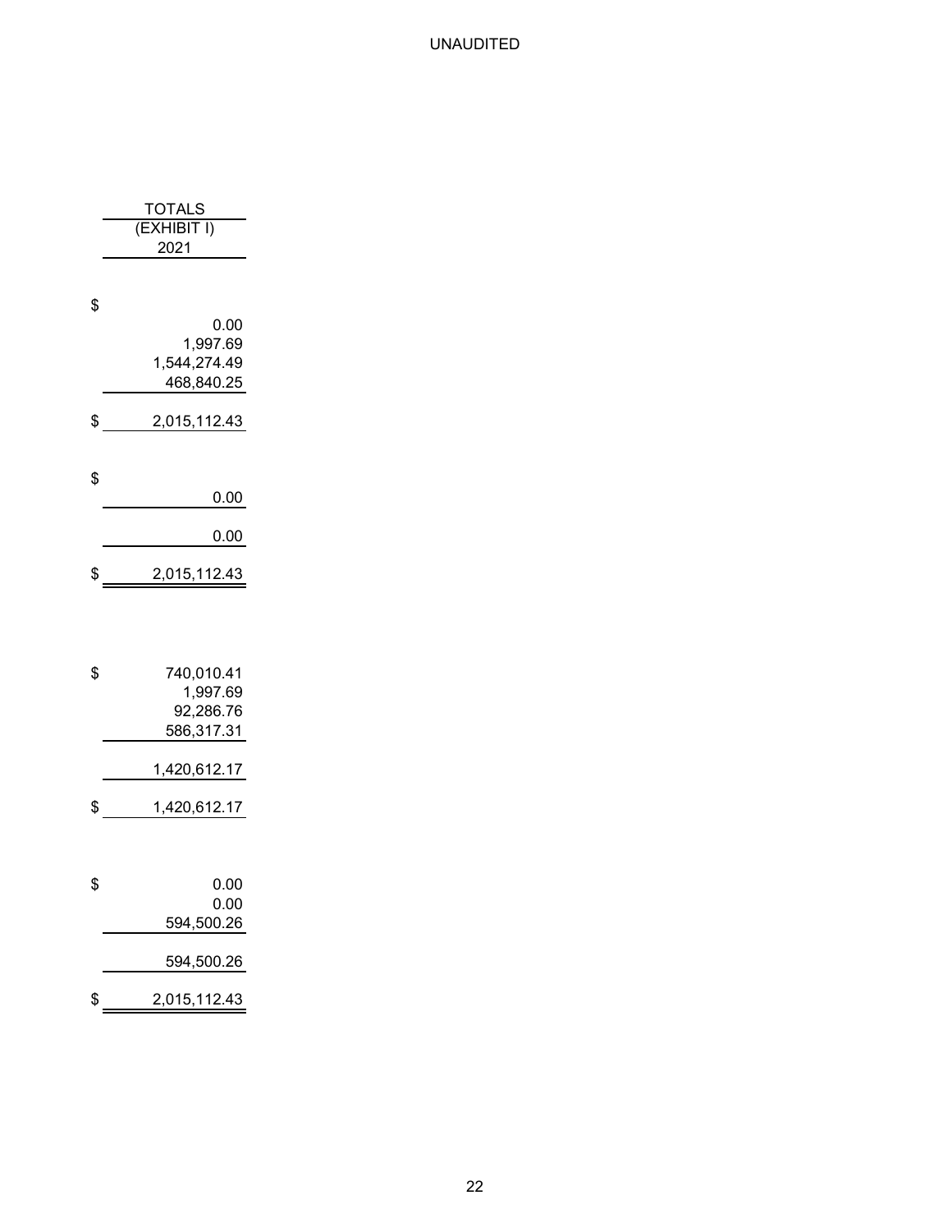UNAUDITED

| TOTALS (EXHIBIT I) 2021 |
|---|
| |
| $ |
| 0.00 |
| 1,997.69 |
| 1,544,274.49 |
| 468,840.25 |
| $ 2,015,112.43 |
| |
| $ |
| 0.00 |
| 0.00 |
| $ 2,015,112.43 |
| |
| $ 740,010.41 |
| 1,997.69 |
| 92,286.76 |
| 586,317.31 |
| 1,420,612.17 |
| $ 1,420,612.17 |
| |
| $ 0.00 |
| 0.00 |
| 594,500.26 |
| 594,500.26 |
| $ 2,015,112.43 |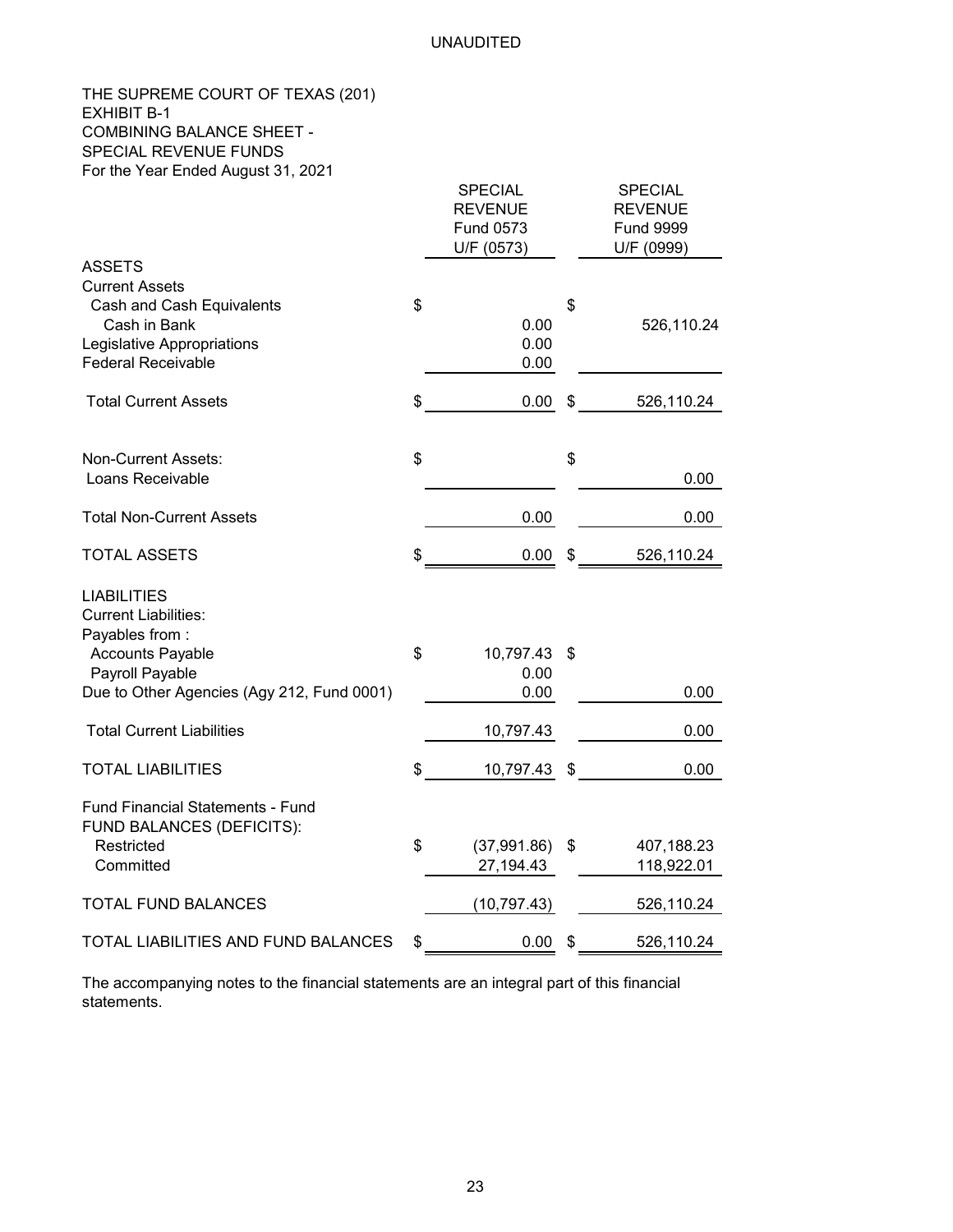UNAUDITED

THE SUPREME COURT OF TEXAS (201)
EXHIBIT B-1
COMBINING BALANCE SHEET -
SPECIAL REVENUE FUNDS
For the Year Ended August 31, 2021

| | SPECIAL REVENUE Fund 0573 U/F (0573) | SPECIAL REVENUE Fund 9999 U/F (0999) |
|---|---|---|
| **ASSETS** | | |
| Current Assets | | |
| Cash and Cash Equivalents | $ | $ |
| Cash in Bank | 0.00 | 526,110.24 |
| Legislative Appropriations | 0.00 | |
| Federal Receivable | 0.00 | |
| Total Current Assets | $ 0.00 | $ 526,110.24 |
| Non-Current Assets: | $ | $ |
| Loans Receivable | | 0.00 |
| Total Non-Current Assets | 0.00 | 0.00 |
| TOTAL ASSETS | $ 0.00 | $ 526,110.24 |
| **LIABILITIES** | | |
| Current Liabilities: | | |
| Payables from : | | |
| Accounts Payable | $ 10,797.43 | $ |
| Payroll Payable | 0.00 | |
| Due to Other Agencies (Agy 212, Fund 0001) | 0.00 | 0.00 |
| Total Current Liabilities | 10,797.43 | 0.00 |
| TOTAL LIABILITIES | $ 10,797.43 | $ 0.00 |
| Fund Financial Statements - Fund | | |
| FUND BALANCES (DEFICITS): | | |
| Restricted | $ (37,991.86) | $ 407,188.23 |
| Committed | 27,194.43 | 118,922.01 |
| TOTAL FUND BALANCES | (10,797.43) | 526,110.24 |
| TOTAL LIABILITIES AND FUND BALANCES | $ 0.00 | $ 526,110.24 |

The accompanying notes to the financial statements are an integral part of this financial statements.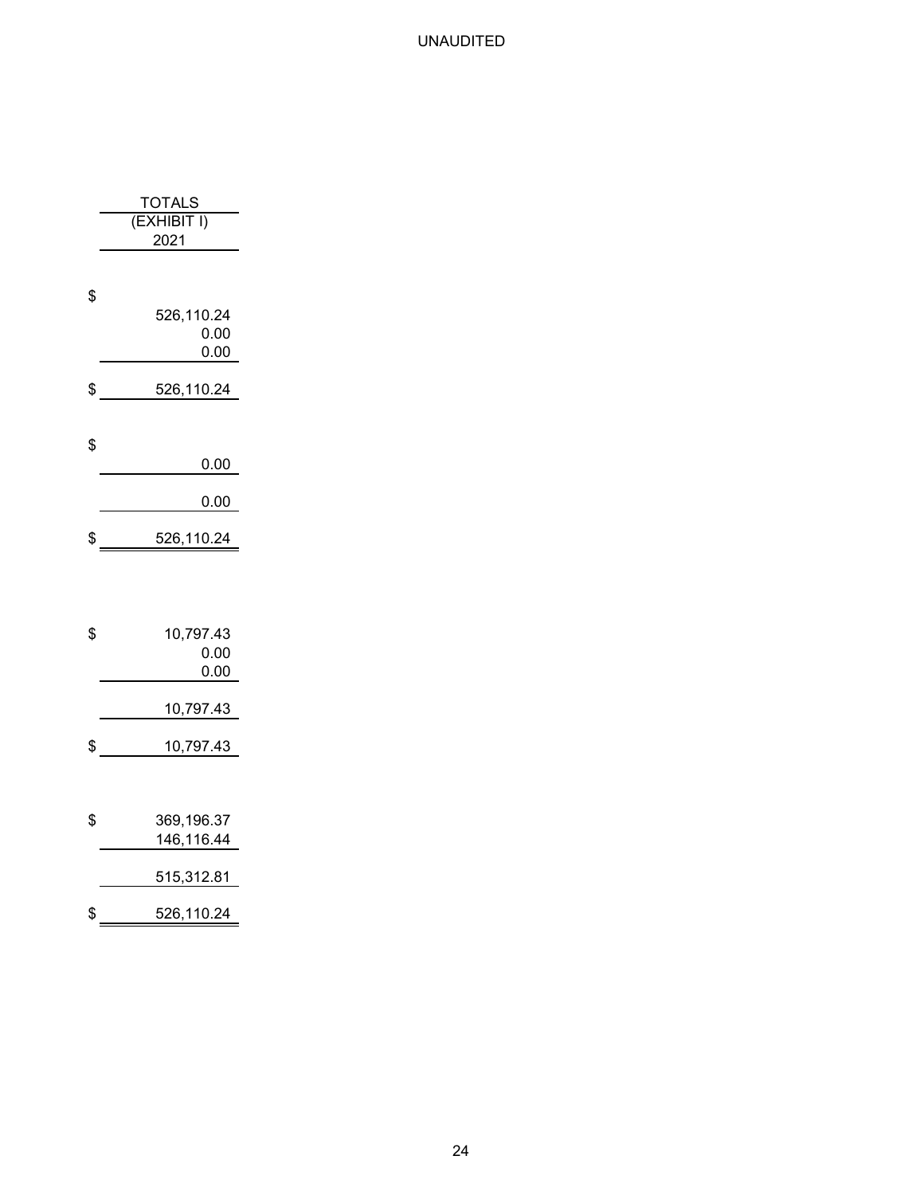UNAUDITED

| TOTALS (EXHIBIT I) 2021 |
|---|
| $ |
| 526,110.24 |
| 0.00 |
| 0.00 |
| $ 526,110.24 |
| $ |
| 0.00 |
| 0.00 |
| $ 526,110.24 |
| $ 10,797.43 |
| 0.00 |
| 0.00 |
| 10,797.43 |
| $ 10,797.43 |
| $ 369,196.37 |
| 146,116.44 |
| 515,312.81 |
| $ 526,110.24 |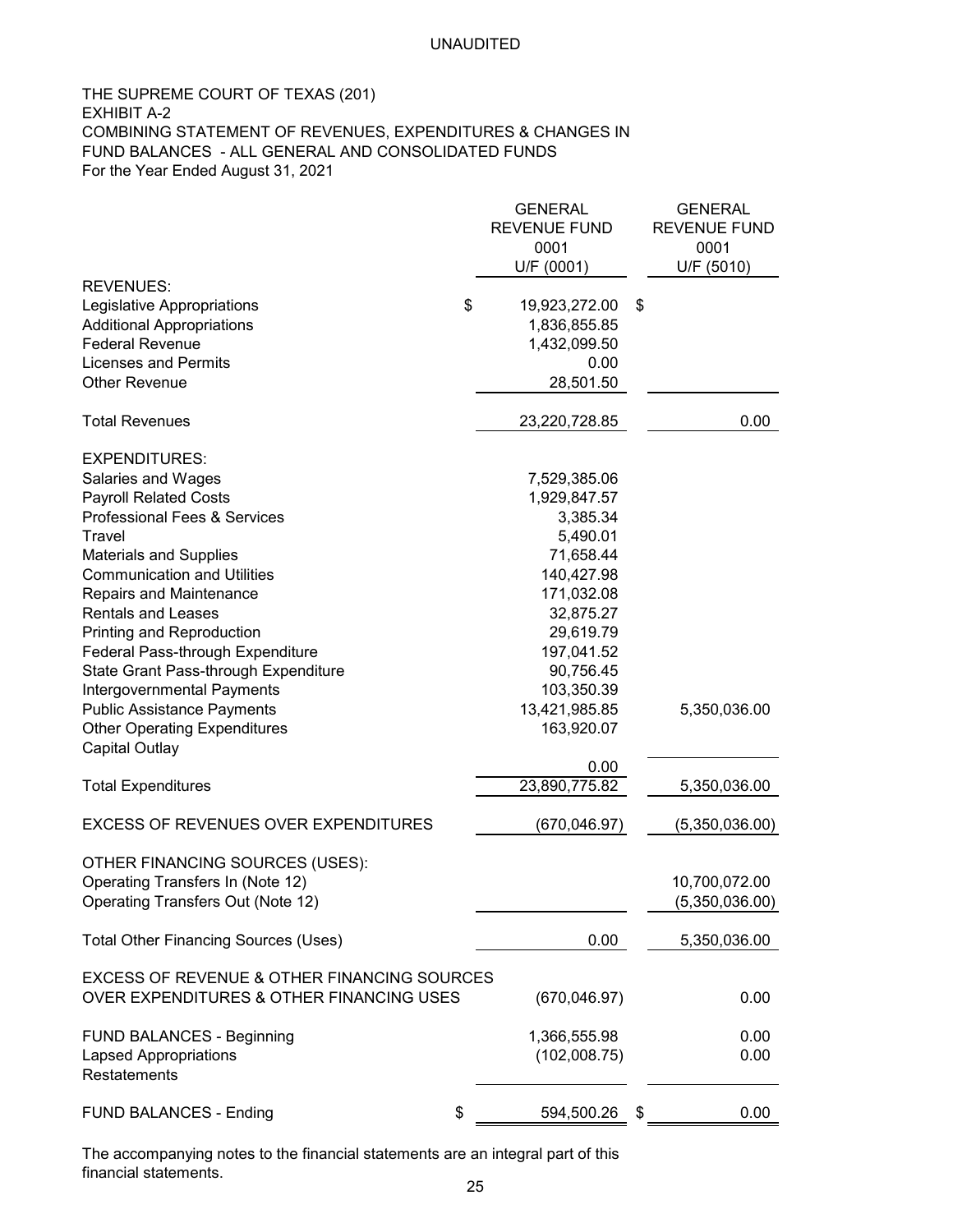UNAUDITED

THE SUPREME COURT OF TEXAS (201)
EXHIBIT A-2
COMBINING STATEMENT OF REVENUES, EXPENDITURES & CHANGES IN FUND BALANCES - ALL GENERAL AND CONSOLIDATED FUNDS
For the Year Ended August 31, 2021

| | GENERAL REVENUE FUND 0001 U/F (0001) | GENERAL REVENUE FUND 0001 U/F (5010) |
|---|---|---|
| **REVENUES:** | | |
| Legislative Appropriations | $ 19,923,272.00 | $ |
| Additional Appropriations | 1,836,855.85 | |
| Federal Revenue | 1,432,099.50 | |
| Licenses and Permits | 0.00 | |
| Other Revenue | 28,501.50 | |
| Total Revenues | 23,220,728.85 | 0.00 |
| **EXPENDITURES:** | | |
| Salaries and Wages | 7,529,385.06 | |
| Payroll Related Costs | 1,929,847.57 | |
| Professional Fees & Services | 3,385.34 | |
| Travel | 5,490.01 | |
| Materials and Supplies | 71,658.44 | |
| Communication and Utilities | 140,427.98 | |
| Repairs and Maintenance | 171,032.08 | |
| Rentals and Leases | 32,875.27 | |
| Printing and Reproduction | 29,619.79 | |
| Federal Pass-through Expenditure | 197,041.52 | |
| State Grant Pass-through Expenditure | 90,756.45 | |
| Intergovernmental Payments | 103,350.39 | |
| Public Assistance Payments | 13,421,985.85 | 5,350,036.00 |
| Other Operating Expenditures | 163,920.07 | |
| Capital Outlay | 0.00 | |
| Total Expenditures | 23,890,775.82 | 5,350,036.00 |
| EXCESS OF REVENUES OVER EXPENDITURES | (670,046.97) | (5,350,036.00) |
| **OTHER FINANCING SOURCES (USES):** | | |
| Operating Transfers In (Note 12) | | 10,700,072.00 |
| Operating Transfers Out (Note 12) | | (5,350,036.00) |
| Total Other Financing Sources (Uses) | 0.00 | 5,350,036.00 |
| EXCESS OF REVENUE & OTHER FINANCING SOURCES OVER EXPENDITURES & OTHER FINANCING USES | (670,046.97) | 0.00 |
| FUND BALANCES - Beginning | 1,366,555.98 | 0.00 |
| Lapsed Appropriations | (102,008.75) | 0.00 |
| Restatements | | |
| FUND BALANCES - Ending | $ 594,500.26 | $ 0.00 |

The accompanying notes to the financial statements are an integral part of this financial statements.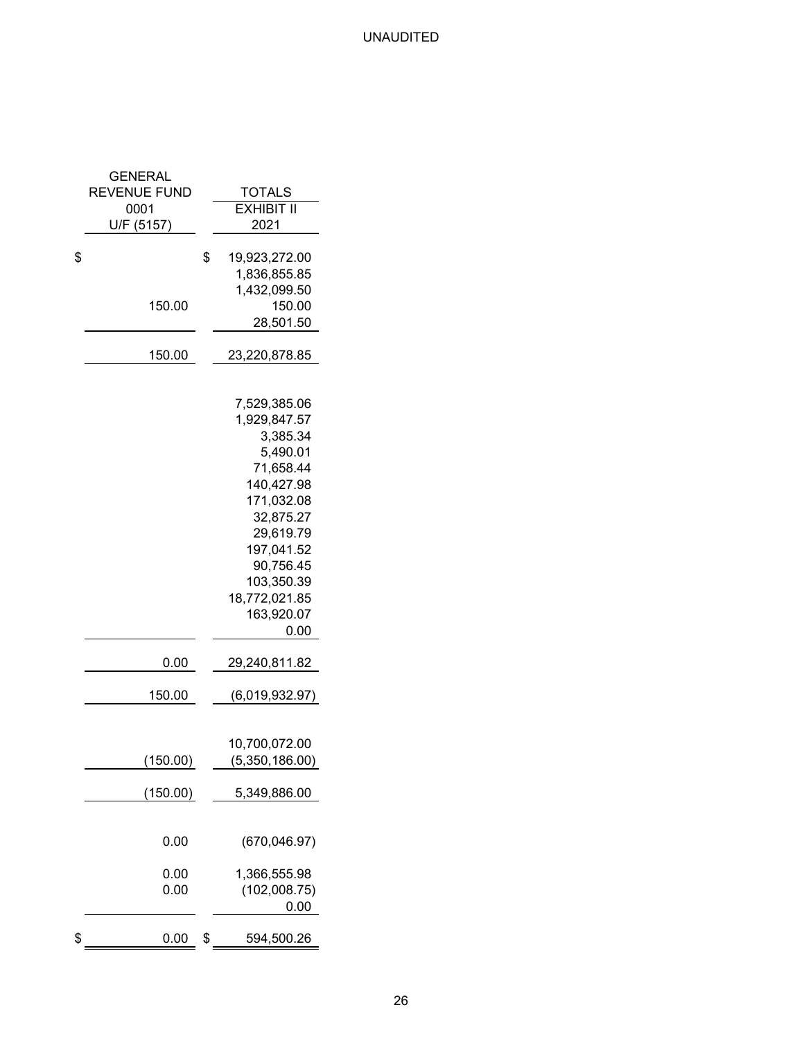UNAUDITED

| GENERAL REVENUE FUND 0001 U/F (5157) | TOTALS EXHIBIT II 2021 |
|---|---|
| $ | $ 19,923,272.00 |
| | 1,836,855.85 |
| | 1,432,099.50 |
| 150.00 | 150.00 |
| | 28,501.50 |
| 150.00 | 23,220,878.85 |
| | |
| | 7,529,385.06 |
| | 1,929,847.57 |
| | 3,385.34 |
| | 5,490.01 |
| | 71,658.44 |
| | 140,427.98 |
| | 171,032.08 |
| | 32,875.27 |
| | 29,619.79 |
| | 197,041.52 |
| | 90,756.45 |
| | 103,350.39 |
| | 18,772,021.85 |
| | 163,920.07 |
| | 0.00 |
| 0.00 | 29,240,811.82 |
| 150.00 | (6,019,932.97) |
| | |
| | 10,700,072.00 |
| (150.00) | (5,350,186.00) |
| (150.00) | 5,349,886.00 |
| | |
| 0.00 | (670,046.97) |
| | |
| 0.00 | 1,366,555.98 |
| 0.00 | (102,008.75) |
| | 0.00 |
| $ 0.00 | $ 594,500.26 |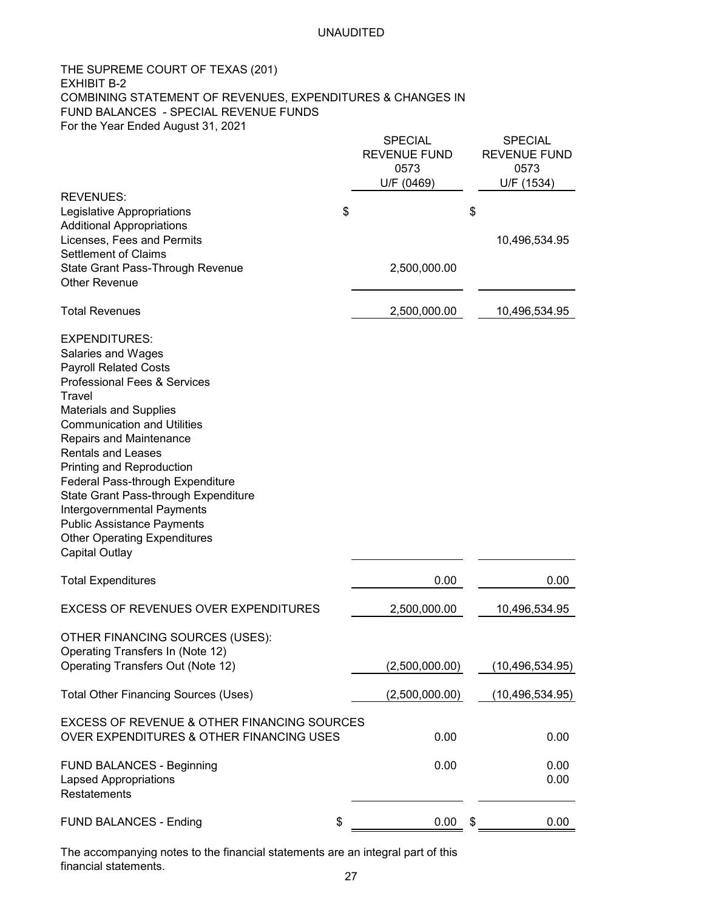UNAUDITED

THE SUPREME COURT OF TEXAS (201)
EXHIBIT B-2
COMBINING STATEMENT OF REVENUES, EXPENDITURES & CHANGES IN FUND BALANCES - SPECIAL REVENUE FUNDS
For the Year Ended August 31, 2021

| | SPECIAL REVENUE FUND 0573 U/F (0469) | SPECIAL REVENUE FUND 0573 U/F (1534) |
|---|---|---|
| REVENUES: | | |
| Legislative Appropriations | $ | $ |
| Additional Appropriations | | |
| Licenses, Fees and Permits | | 10,496,534.95 |
| Settlement of Claims | | |
| State Grant Pass-Through Revenue | 2,500,000.00 | |
| Other Revenue | | |
| Total Revenues | 2,500,000.00 | 10,496,534.95 |
| EXPENDITURES: | | |
| Salaries and Wages | | |
| Payroll Related Costs | | |
| Professional Fees & Services | | |
| Travel | | |
| Materials and Supplies | | |
| Communication and Utilities | | |
| Repairs and Maintenance | | |
| Rentals and Leases | | |
| Printing and Reproduction | | |
| Federal Pass-through Expenditure | | |
| State Grant Pass-through Expenditure | | |
| Intergovernmental Payments | | |
| Public Assistance Payments | | |
| Other Operating Expenditures | | |
| Capital Outlay | | |
| Total Expenditures | 0.00 | 0.00 |
| EXCESS OF REVENUES OVER EXPENDITURES | 2,500,000.00 | 10,496,534.95 |
| OTHER FINANCING SOURCES (USES): | | |
| Operating Transfers In (Note 12) | | |
| Operating Transfers Out (Note 12) | (2,500,000.00) | (10,496,534.95) |
| Total Other Financing Sources (Uses) | (2,500,000.00) | (10,496,534.95) |
| EXCESS OF REVENUE & OTHER FINANCING SOURCES OVER EXPENDITURES & OTHER FINANCING USES | 0.00 | 0.00 |
| FUND BALANCES - Beginning | 0.00 | 0.00 |
| Lapsed Appropriations | | 0.00 |
| Restatements | | |
| FUND BALANCES - Ending | $ 0.00 | $ 0.00 |

The accompanying notes to the financial statements are an integral part of this financial statements.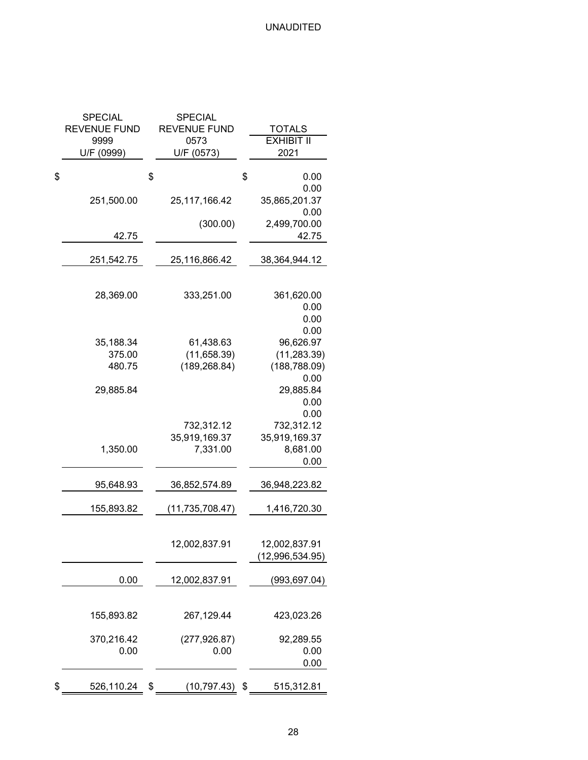UNAUDITED

| SPECIAL REVENUE FUND 9999 U/F (0999) | SPECIAL REVENUE FUND 0573 U/F (0573) | TOTALS EXHIBIT II 2021 |
|---|---|---|
| $ | $ | $ 0.00 |
| | | 0.00 |
| 251,500.00 | 25,117,166.42 | 35,865,201.37 |
| | | 0.00 |
| | (300.00) | 2,499,700.00 |
| 42.75 | | 42.75 |
| 251,542.75 | 25,116,866.42 | 38,364,944.12 |
| | | |
| 28,369.00 | 333,251.00 | 361,620.00 |
| | | 0.00 |
| | | 0.00 |
| | | 0.00 |
| 35,188.34 | 61,438.63 | 96,626.97 |
| 375.00 | (11,658.39) | (11,283.39) |
| 480.75 | (189,268.84) | (188,788.09) |
| | | 0.00 |
| 29,885.84 | | 29,885.84 |
| | | 0.00 |
| | | 0.00 |
| | 732,312.12 | 732,312.12 |
| | 35,919,169.37 | 35,919,169.37 |
| 1,350.00 | 7,331.00 | 8,681.00 |
| | | 0.00 |
| 95,648.93 | 36,852,574.89 | 36,948,223.82 |
| 155,893.82 | (11,735,708.47) | 1,416,720.30 |
| | | |
| | 12,002,837.91 | 12,002,837.91 |
| | | (12,996,534.95) |
| 0.00 | 12,002,837.91 | (993,697.04) |
| | | |
| 155,893.82 | 267,129.44 | 423,023.26 |
| | | |
| 370,216.42 | (277,926.87) | 92,289.55 |
| 0.00 | 0.00 | 0.00 |
| | | 0.00 |
| $ 526,110.24 | $ (10,797.43) | $ 515,312.81 |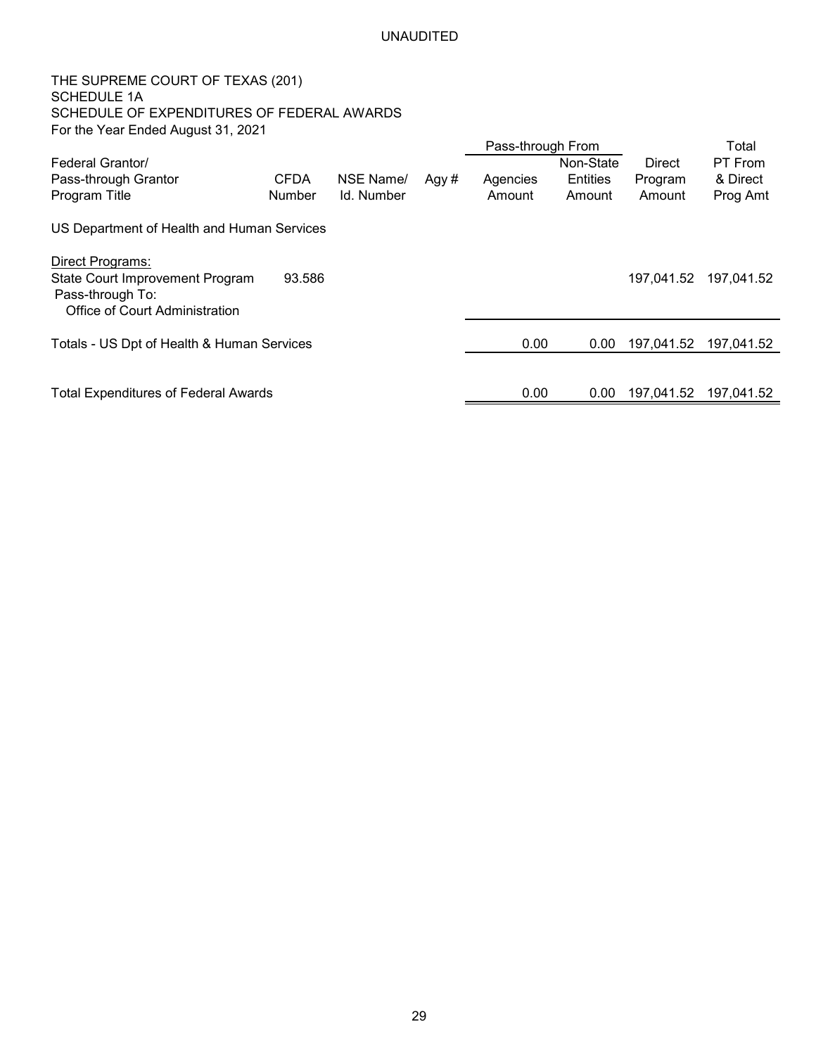UNAUDITED

THE SUPREME COURT OF TEXAS (201)
SCHEDULE 1A
SCHEDULE OF EXPENDITURES OF FEDERAL AWARDS
For the Year Ended August 31, 2021

| Federal Grantor/ Pass-through Grantor Program Title | CFDA Number | NSE Name/ Id. Number | Agy # | Pass-through From Agencies Amount | Pass-through From Non-State Entities Amount | Direct Program Amount | Total PT From & Direct Prog Amt |
|---|---|---|---|---|---|---|---|
| US Department of Health and Human Services | | | | | | | |
| Direct Programs: | | | | | | | |
| State Court Improvement Program | 93.586 | | | | | 197,041.52 | 197,041.52 |
| Pass-through To: | | | | | | | |
| Office of Court Administration | | | | | | | |
| Totals - US Dpt of Health & Human Services | | | | 0.00 | 0.00 | 197,041.52 | 197,041.52 |
| Total Expenditures of Federal Awards | | | | 0.00 | 0.00 | 197,041.52 | 197,041.52 |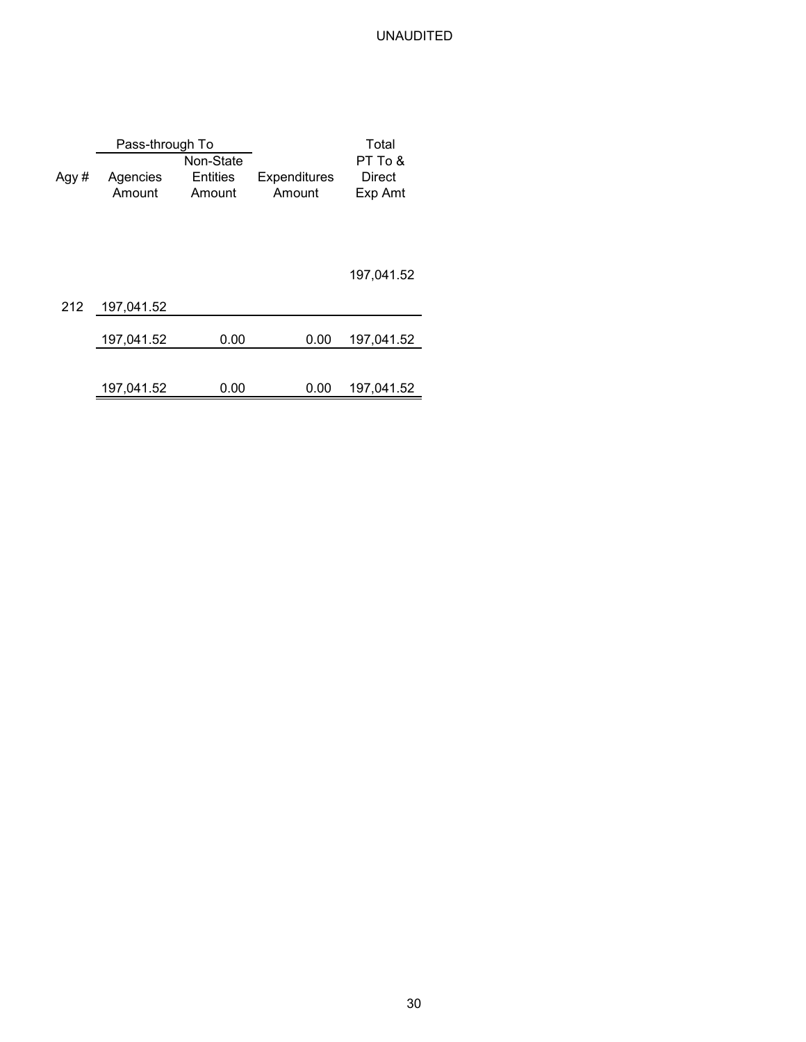UNAUDITED

| Agy # | Pass-through To Agencies Amount | Non-State Entities Amount | Expenditures Amount | Total PT To & Direct Exp Amt |
|---|---|---|---|---|
| | | | | 197,041.52 |
| 212 | 197,041.52 | | | |
| | 197,041.52 | 0.00 | 0.00 | 197,041.52 |
| | 197,041.52 | 0.00 | 0.00 | 197,041.52 |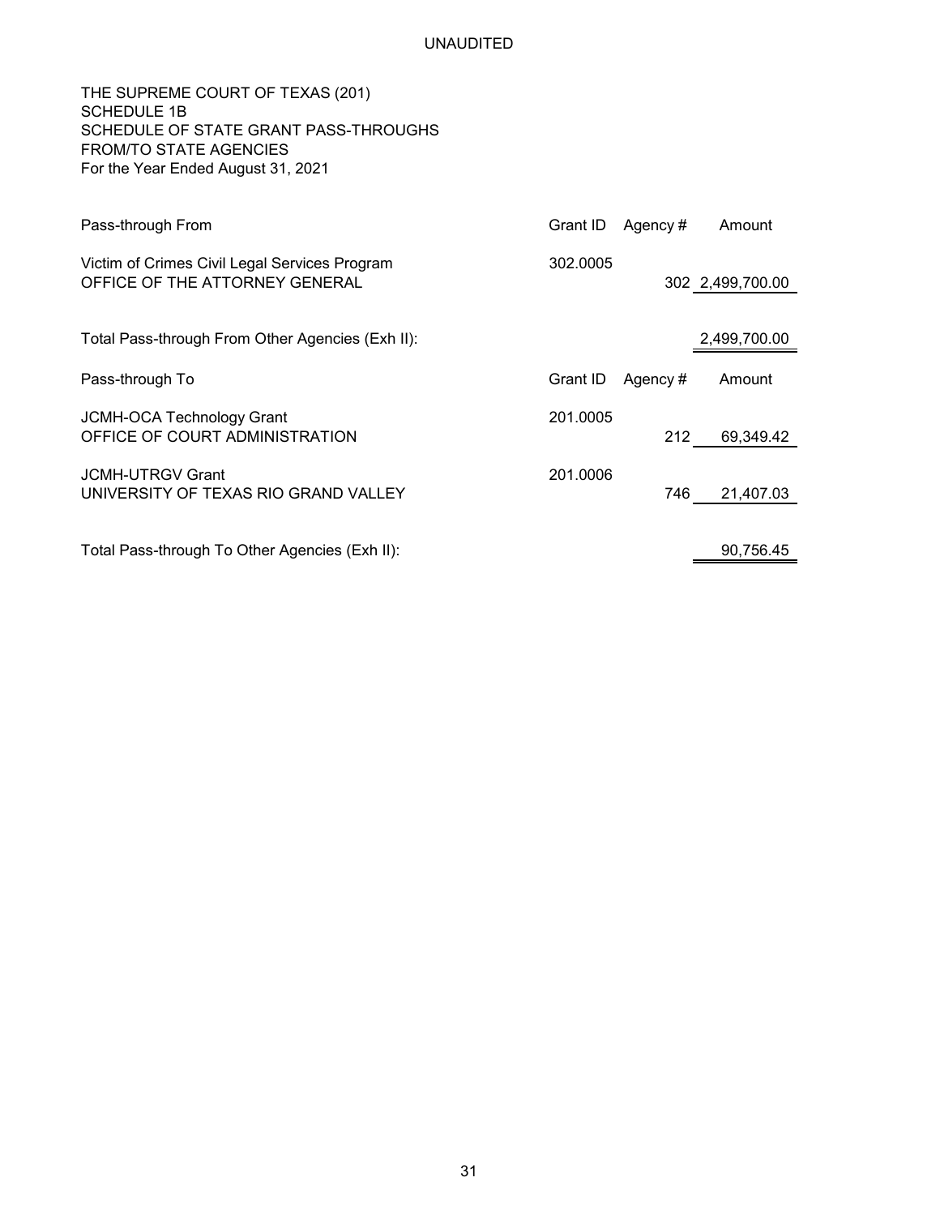UNAUDITED

THE SUPREME COURT OF TEXAS (201)
SCHEDULE 1B
SCHEDULE OF STATE GRANT PASS-THROUGHS
FROM/TO STATE AGENCIES
For the Year Ended August 31, 2021

| Pass-through From | Grant ID | Agency # | Amount |
|---|---|---|---|
| Victim of Crimes Civil Legal Services Program | 302.0005 | | |
| OFFICE OF THE ATTORNEY GENERAL | | 302 | 2,499,700.00 |
| Total Pass-through From Other Agencies (Exh II): | | | 2,499,700.00 |

| Pass-through To | Grant ID | Agency # | Amount |
|---|---|---|---|
| JCMH-OCA Technology Grant | 201.0005 | | |
| OFFICE OF COURT ADMINISTRATION | | 212 | 69,349.42 |
| JCMH-UTRGV Grant | 201.0006 | | |
| UNIVERSITY OF TEXAS RIO GRAND VALLEY | | 746 | 21,407.03 |
| Total Pass-through To Other Agencies (Exh II): | | | 90,756.45 |